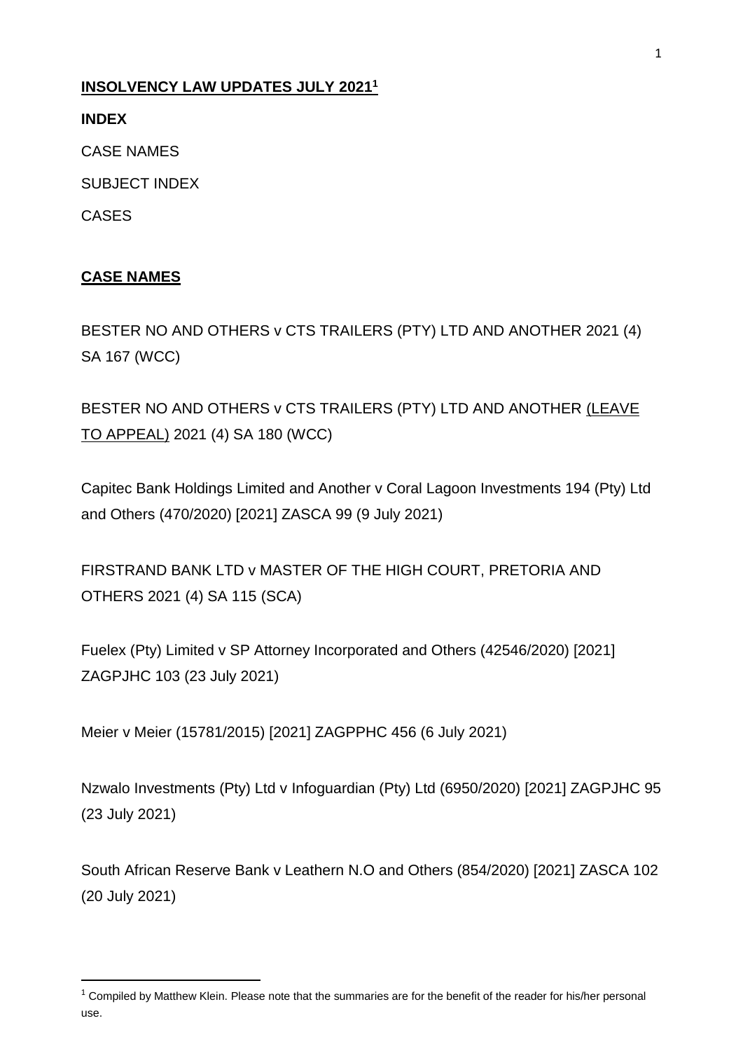**INSOLVENCY LAW UPDATES JULY 2021[1]**

**INDEX**

CASE NAMES

SUBJECT INDEX

CASES

**CASE NAMES**

BESTER NO AND OTHERS v CTS TRAILERS (PTY) LTD AND ANOTHER 2021 (4) SA 167 (WCC)

BESTER NO AND OTHERS v CTS TRAILERS (PTY) LTD AND ANOTHER (LEAVE TO APPEAL) 2021 (4) SA 180 (WCC)

Capitec Bank Holdings Limited and Another v Coral Lagoon Investments 194 (Pty) Ltd and Others (470/2020) [2021] ZASCA 99 (9 July 2021)

FIRSTRAND BANK LTD v MASTER OF THE HIGH COURT, PRETORIA AND OTHERS 2021 (4) SA 115 (SCA)

Fuelex (Pty) Limited v SP Attorney Incorporated and Others (42546/2020) [2021] ZAGPJHC 103 (23 July 2021)

Meier v Meier (15781/2015) [2021] ZAGPPHC 456 (6 July 2021)

Nzwalo Investments (Pty) Ltd v Infoguardian (Pty) Ltd (6950/2020) [2021] ZAGPJHC 95 (23 July 2021)

South African Reserve Bank v Leathern N.O and Others (854/2020) [2021] ZASCA 102 (20 July 2021)

---

[1] Compiled by Matthew Klein. Please note that the summaries are for the benefit of the reader for his/her personal use.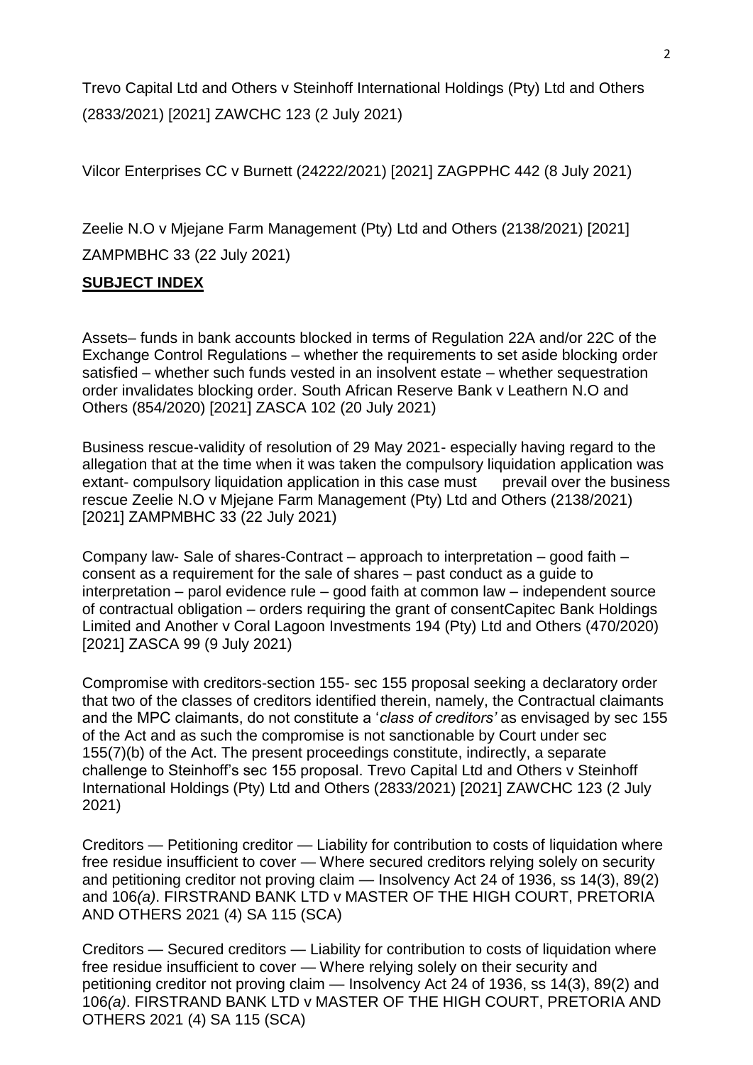Trevo Capital Ltd and Others v Steinhoff International Holdings (Pty) Ltd and Others (2833/2021) [2021] ZAWCHC 123 (2 July 2021)

Vilcor Enterprises CC v Burnett (24222/2021) [2021] ZAGPPHC 442 (8 July 2021)

Zeelie N.O v Mjejane Farm Management (Pty) Ltd and Others (2138/2021) [2021] ZAMPMBHC 33 (22 July 2021)

## **SUBJECT INDEX**

Assets– funds in bank accounts blocked in terms of Regulation 22A and/or 22C of the Exchange Control Regulations – whether the requirements to set aside blocking order satisfied – whether such funds vested in an insolvent estate – whether sequestration order invalidates blocking order. South African Reserve Bank v Leathern N.O and Others (854/2020) [2021] ZASCA 102 (20 July 2021)

Business rescue-validity of resolution of 29 May 2021- especially having regard to the allegation that at the time when it was taken the compulsory liquidation application was extant- compulsory liquidation application in this case must prevail over the business rescue Zeelie N.O v Mjejane Farm Management (Pty) Ltd and Others (2138/2021) [2021] ZAMPMBHC 33 (22 July 2021)

Company law- Sale of shares-Contract – approach to interpretation – good faith – consent as a requirement for the sale of shares – past conduct as a guide to interpretation – parol evidence rule – good faith at common law – independent source of contractual obligation – orders requiring the grant of consentCapitec Bank Holdings Limited and Another v Coral Lagoon Investments 194 (Pty) Ltd and Others (470/2020) [2021] ZASCA 99 (9 July 2021)

Compromise with creditors-section 155- sec 155 proposal seeking a declaratory order that two of the classes of creditors identified therein, namely, the Contractual claimants and the MPC claimants, do not constitute a '*class of creditors'* as envisaged by sec 155 of the Act and as such the compromise is not sanctionable by Court under sec 155(7)(b) of the Act. The present proceedings constitute, indirectly, a separate challenge to Steinhoff's sec 155 proposal. Trevo Capital Ltd and Others v Steinhoff International Holdings (Pty) Ltd and Others (2833/2021) [2021] ZAWCHC 123 (2 July 2021)

Creditors — Petitioning creditor — Liability for contribution to costs of liquidation where free residue insufficient to cover — Where secured creditors relying solely on security and petitioning creditor not proving claim — Insolvency Act 24 of 1936, ss 14(3), 89(2) and 106*(a)*. FIRSTRAND BANK LTD v MASTER OF THE HIGH COURT, PRETORIA AND OTHERS 2021 (4) SA 115 (SCA)

Creditors — Secured creditors — Liability for contribution to costs of liquidation where free residue insufficient to cover — Where relying solely on their security and petitioning creditor not proving claim — Insolvency Act 24 of 1936, ss 14(3), 89(2) and 106*(a)*. FIRSTRAND BANK LTD v MASTER OF THE HIGH COURT, PRETORIA AND OTHERS 2021 (4) SA 115 (SCA)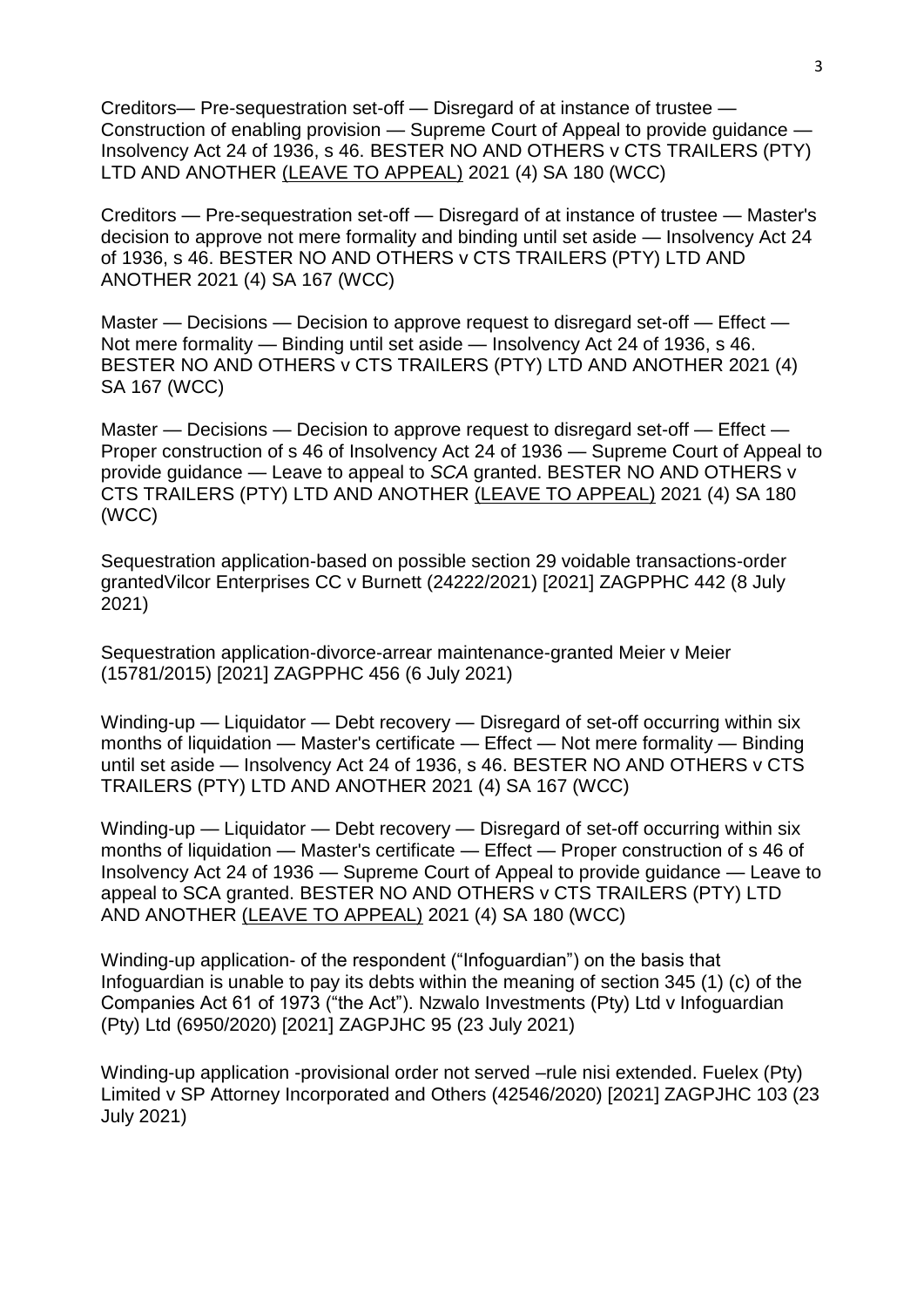Creditors— Pre-sequestration set-off — Disregard of at instance of trustee — Construction of enabling provision — Supreme Court of Appeal to provide guidance — Insolvency Act 24 of 1936, s 46. BESTER NO AND OTHERS v CTS TRAILERS (PTY) LTD AND ANOTHER (LEAVE TO APPEAL) 2021 (4) SA 180 (WCC)

Creditors — Pre-sequestration set-off — Disregard of at instance of trustee — Master's decision to approve not mere formality and binding until set aside — Insolvency Act 24 of 1936, s 46. BESTER NO AND OTHERS v CTS TRAILERS (PTY) LTD AND ANOTHER 2021 (4) SA 167 (WCC)

Master — Decisions — Decision to approve request to disregard set-off — Effect — Not mere formality — Binding until set aside — Insolvency Act 24 of 1936, s 46. BESTER NO AND OTHERS v CTS TRAILERS (PTY) LTD AND ANOTHER 2021 (4) SA 167 (WCC)

Master — Decisions — Decision to approve request to disregard set-off — Effect — Proper construction of s 46 of Insolvency Act 24 of 1936 — Supreme Court of Appeal to provide guidance — Leave to appeal to *SCA* granted. BESTER NO AND OTHERS v CTS TRAILERS (PTY) LTD AND ANOTHER (LEAVE TO APPEAL) 2021 (4) SA 180 (WCC)

Sequestration application-based on possible section 29 voidable transactions-order grantedVilcor Enterprises CC v Burnett (24222/2021) [2021] ZAGPPHC 442 (8 July 2021)

Sequestration application-divorce-arrear maintenance-granted Meier v Meier (15781/2015) [2021] ZAGPPHC 456 (6 July 2021)

Winding-up — Liquidator — Debt recovery — Disregard of set-off occurring within six months of liquidation — Master's certificate — Effect — Not mere formality — Binding until set aside — Insolvency Act 24 of 1936, s 46. BESTER NO AND OTHERS v CTS TRAILERS (PTY) LTD AND ANOTHER 2021 (4) SA 167 (WCC)

Winding-up — Liquidator — Debt recovery — Disregard of set-off occurring within six months of liquidation — Master's certificate — Effect — Proper construction of s 46 of Insolvency Act 24 of 1936 — Supreme Court of Appeal to provide guidance — Leave to appeal to SCA granted. BESTER NO AND OTHERS v CTS TRAILERS (PTY) LTD AND ANOTHER (LEAVE TO APPEAL) 2021 (4) SA 180 (WCC)

Winding-up application- of the respondent ("Infoguardian") on the basis that Infoguardian is unable to pay its debts within the meaning of section 345 (1) (c) of the Companies Act 61 of 1973 ("the Act"). Nzwalo Investments (Pty) Ltd v Infoguardian (Pty) Ltd (6950/2020) [2021] ZAGPJHC 95 (23 July 2021)

Winding-up application -provisional order not served –rule nisi extended. Fuelex (Pty) Limited v SP Attorney Incorporated and Others (42546/2020) [2021] ZAGPJHC 103 (23 July 2021)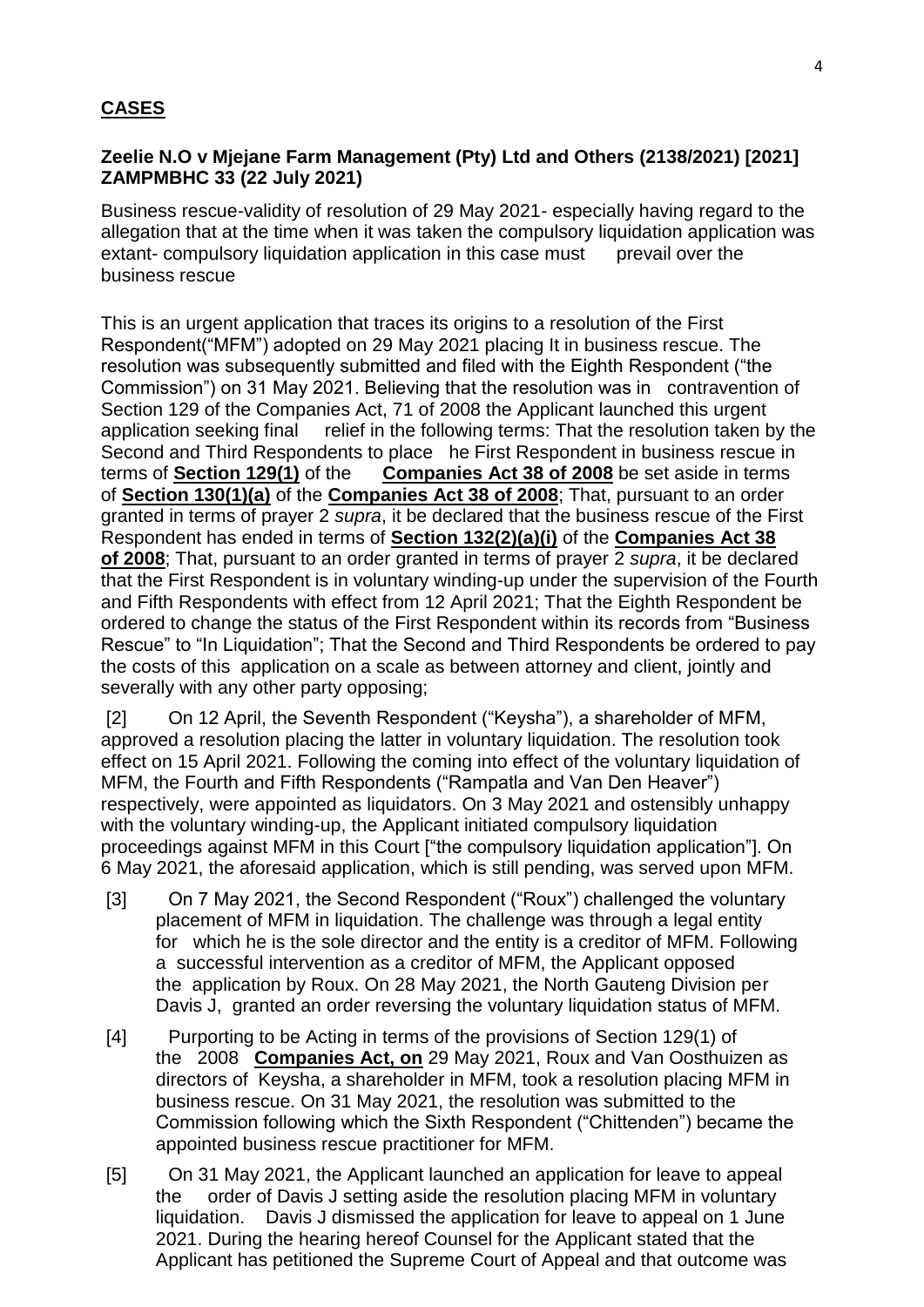## CASES

### Zeelie N.O v Mjejane Farm Management (Pty) Ltd and Others (2138/2021) [2021] ZAMPMBHC 33 (22 July 2021)

Business rescue-validity of resolution of 29 May 2021- especially having regard to the allegation that at the time when it was taken the compulsory liquidation application was extant- compulsory liquidation application in this case must prevail over the business rescue

This is an urgent application that traces its origins to a resolution of the First Respondent("MFM") adopted on 29 May 2021 placing It in business rescue. The resolution was subsequently submitted and filed with the Eighth Respondent ("the Commission") on 31 May 2021. Believing that the resolution was in contravention of Section 129 of the Companies Act, 71 of 2008 the Applicant launched this urgent application seeking final relief in the following terms: That the resolution taken by the Second and Third Respondents to place he First Respondent in business rescue in terms of **Section 129(1)** of the **Companies Act 38 of 2008** be set aside in terms of **Section 130(1)(a)** of the **Companies Act 38 of 2008**; That, pursuant to an order granted in terms of prayer 2 *supra*, it be declared that the business rescue of the First Respondent has ended in terms of **Section 132(2)(a)(i)** of the **Companies Act 38 of 2008**; That, pursuant to an order granted in terms of prayer 2 *supra*, it be declared that the First Respondent is in voluntary winding-up under the supervision of the Fourth and Fifth Respondents with effect from 12 April 2021; That the Eighth Respondent be ordered to change the status of the First Respondent within its records from "Business Rescue" to "In Liquidation"; That the Second and Third Respondents be ordered to pay the costs of this application on a scale as between attorney and client, jointly and severally with any other party opposing;

[2] On 12 April, the Seventh Respondent ("Keysha"), a shareholder of MFM, approved a resolution placing the latter in voluntary liquidation. The resolution took effect on 15 April 2021. Following the coming into effect of the voluntary liquidation of MFM, the Fourth and Fifth Respondents ("Rampatla and Van Den Heaver") respectively, were appointed as liquidators. On 3 May 2021 and ostensibly unhappy with the voluntary winding-up, the Applicant initiated compulsory liquidation proceedings against MFM in this Court ["the compulsory liquidation application"]. On 6 May 2021, the aforesaid application, which is still pending, was served upon MFM.

[3] On 7 May 2021, the Second Respondent ("Roux") challenged the voluntary placement of MFM in liquidation. The challenge was through a legal entity for which he is the sole director and the entity is a creditor of MFM. Following a successful intervention as a creditor of MFM, the Applicant opposed the application by Roux. On 28 May 2021, the North Gauteng Division per Davis J, granted an order reversing the voluntary liquidation status of MFM.

[4] Purporting to be Acting in terms of the provisions of Section 129(1) of the 2008 **Companies Act, on** 29 May 2021, Roux and Van Oosthuizen as directors of Keysha, a shareholder in MFM, took a resolution placing MFM in business rescue. On 31 May 2021, the resolution was submitted to the Commission following which the Sixth Respondent ("Chittenden") became the appointed business rescue practitioner for MFM.

[5] On 31 May 2021, the Applicant launched an application for leave to appeal the order of Davis J setting aside the resolution placing MFM in voluntary liquidation. Davis J dismissed the application for leave to appeal on 1 June 2021. During the hearing hereof Counsel for the Applicant stated that the Applicant has petitioned the Supreme Court of Appeal and that outcome was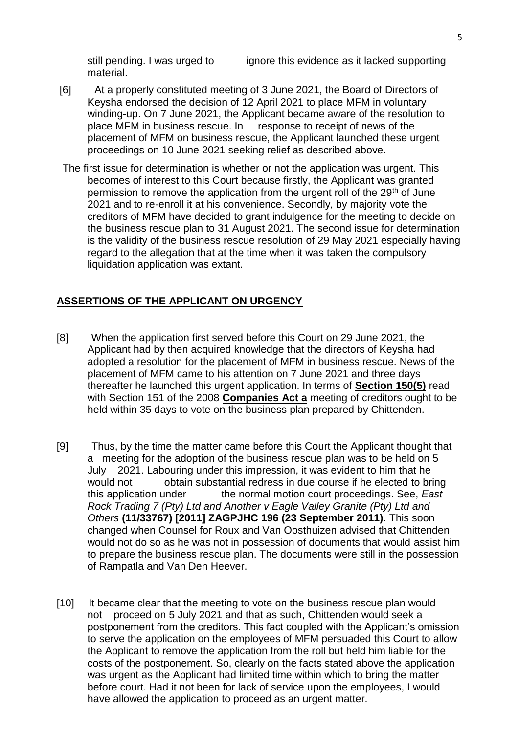still pending. I was urged to ignore this evidence as it lacked supporting material.

[6] At a properly constituted meeting of 3 June 2021, the Board of Directors of Keysha endorsed the decision of 12 April 2021 to place MFM in voluntary winding-up. On 7 June 2021, the Applicant became aware of the resolution to place MFM in business rescue. In response to receipt of news of the placement of MFM on business rescue, the Applicant launched these urgent proceedings on 10 June 2021 seeking relief as described above.

The first issue for determination is whether or not the application was urgent. This becomes of interest to this Court because firstly, the Applicant was granted permission to remove the application from the urgent roll of the 29th of June 2021 and to re-enroll it at his convenience. Secondly, by majority vote the creditors of MFM have decided to grant indulgence for the meeting to decide on the business rescue plan to 31 August 2021. The second issue for determination is the validity of the business rescue resolution of 29 May 2021 especially having regard to the allegation that at the time when it was taken the compulsory liquidation application was extant.

## ASSERTIONS OF THE APPLICANT ON URGENCY

[8] When the application first served before this Court on 29 June 2021, the Applicant had by then acquired knowledge that the directors of Keysha had adopted a resolution for the placement of MFM in business rescue. News of the placement of MFM came to his attention on 7 June 2021 and three days thereafter he launched this urgent application. In terms of **Section 150(5)** read with Section 151 of the 2008 **Companies Act a** meeting of creditors ought to be held within 35 days to vote on the business plan prepared by Chittenden.

[9] Thus, by the time the matter came before this Court the Applicant thought that a meeting for the adoption of the business rescue plan was to be held on 5 July 2021. Labouring under this impression, it was evident to him that he would not obtain substantial redress in due course if he elected to bring this application under the normal motion court proceedings. See, *East Rock Trading 7 (Pty) Ltd and Another v Eagle Valley Granite (Pty) Ltd and Others* **(11/33767) [2011] ZAGPJHC 196 (23 September 2011)**. This soon changed when Counsel for Roux and Van Oosthuizen advised that Chittenden would not do so as he was not in possession of documents that would assist him to prepare the business rescue plan. The documents were still in the possession of Rampatla and Van Den Heever.

[10] It became clear that the meeting to vote on the business rescue plan would not proceed on 5 July 2021 and that as such, Chittenden would seek a postponement from the creditors. This fact coupled with the Applicant's omission to serve the application on the employees of MFM persuaded this Court to allow the Applicant to remove the application from the roll but held him liable for the costs of the postponement. So, clearly on the facts stated above the application was urgent as the Applicant had limited time within which to bring the matter before court. Had it not been for lack of service upon the employees, I would have allowed the application to proceed as an urgent matter.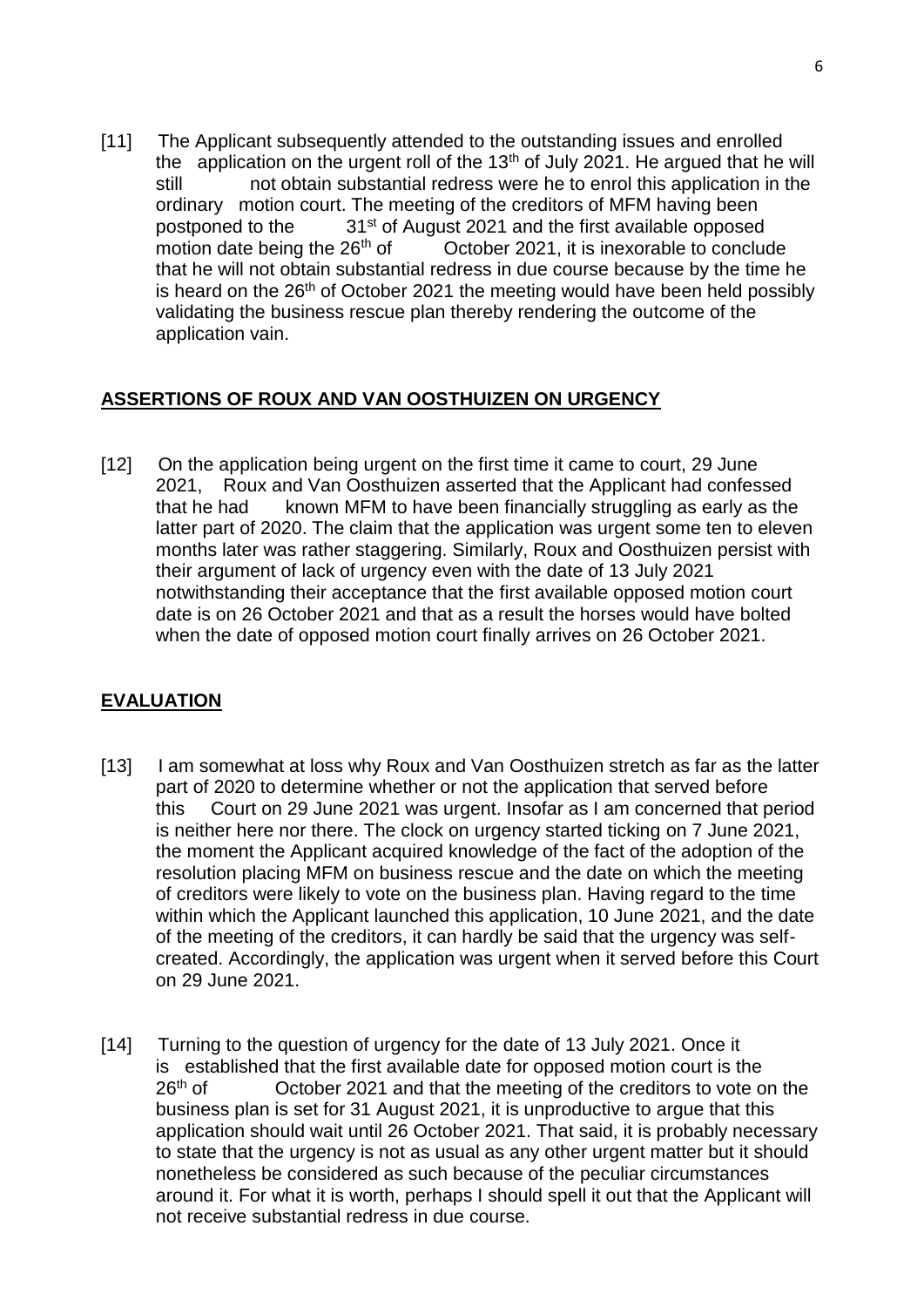[11] The Applicant subsequently attended to the outstanding issues and enrolled the application on the urgent roll of the 13th of July 2021. He argued that he will still not obtain substantial redress were he to enrol this application in the ordinary motion court. The meeting of the creditors of MFM having been postponed to the 31st of August 2021 and the first available opposed motion date being the 26th of October 2021, it is inexorable to conclude that he will not obtain substantial redress in due course because by the time he is heard on the 26th of October 2021 the meeting would have been held possibly validating the business rescue plan thereby rendering the outcome of the application vain.

## ASSERTIONS OF ROUX AND VAN OOSTHUIZEN ON URGENCY

[12] On the application being urgent on the first time it came to court, 29 June 2021, Roux and Van Oosthuizen asserted that the Applicant had confessed that he had known MFM to have been financially struggling as early as the latter part of 2020. The claim that the application was urgent some ten to eleven months later was rather staggering. Similarly, Roux and Oosthuizen persist with their argument of lack of urgency even with the date of 13 July 2021 notwithstanding their acceptance that the first available opposed motion court date is on 26 October 2021 and that as a result the horses would have bolted when the date of opposed motion court finally arrives on 26 October 2021.

## EVALUATION

[13] I am somewhat at loss why Roux and Van Oosthuizen stretch as far as the latter part of 2020 to determine whether or not the application that served before this Court on 29 June 2021 was urgent. Insofar as I am concerned that period is neither here nor there. The clock on urgency started ticking on 7 June 2021, the moment the Applicant acquired knowledge of the fact of the adoption of the resolution placing MFM on business rescue and the date on which the meeting of creditors were likely to vote on the business plan. Having regard to the time within which the Applicant launched this application, 10 June 2021, and the date of the meeting of the creditors, it can hardly be said that the urgency was self-created. Accordingly, the application was urgent when it served before this Court on 29 June 2021.

[14] Turning to the question of urgency for the date of 13 July 2021. Once it is established that the first available date for opposed motion court is the 26th of October 2021 and that the meeting of the creditors to vote on the business plan is set for 31 August 2021, it is unproductive to argue that this application should wait until 26 October 2021. That said, it is probably necessary to state that the urgency is not as usual as any other urgent matter but it should nonetheless be considered as such because of the peculiar circumstances around it. For what it is worth, perhaps I should spell it out that the Applicant will not receive substantial redress in due course.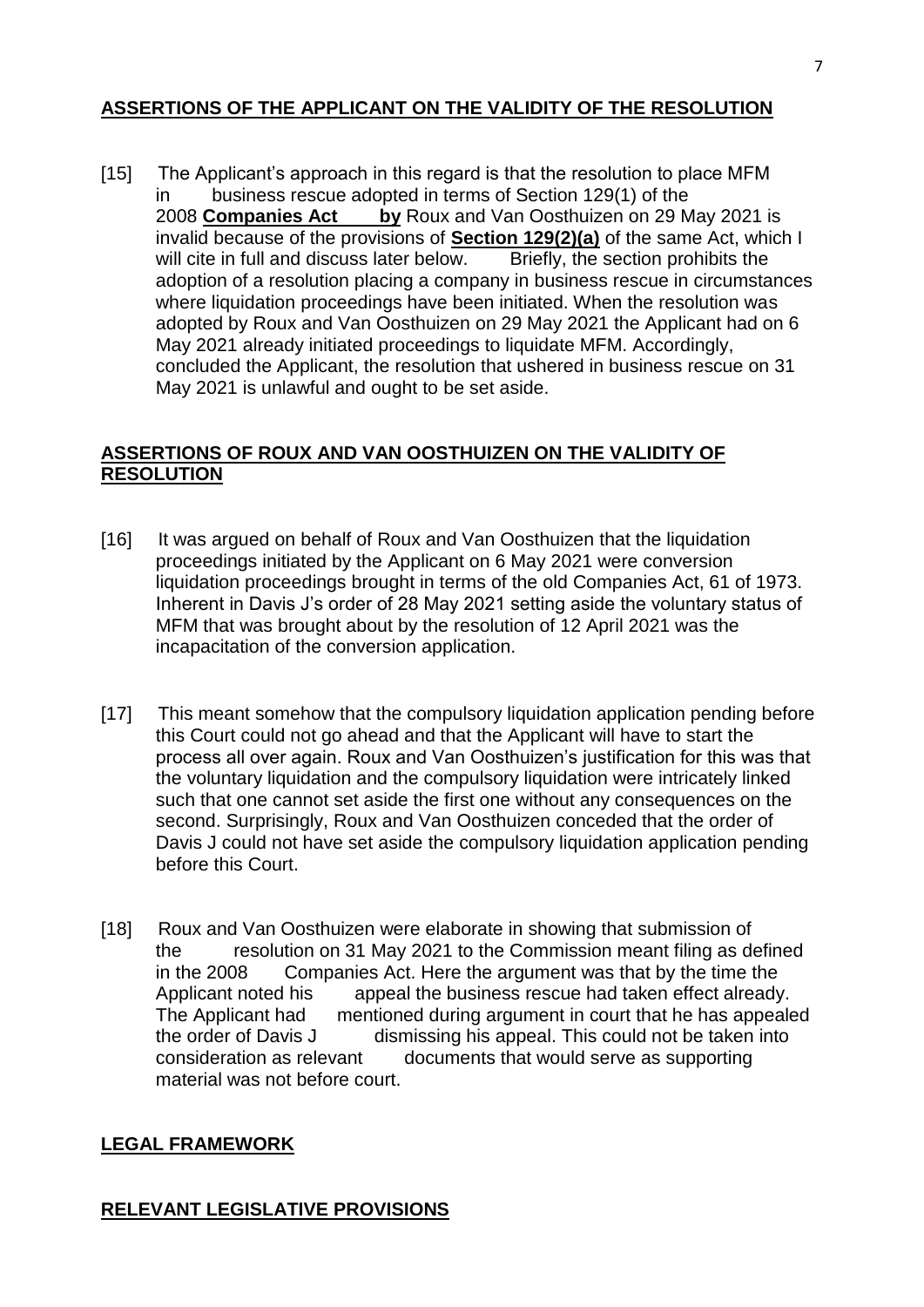## **ASSERTIONS OF THE APPLICANT ON THE VALIDITY OF THE RESOLUTION**

[15] The Applicant's approach in this regard is that the resolution to place MFM in business rescue adopted in terms of Section 129(1) of the 2008 **Companies Act by** Roux and Van Oosthuizen on 29 May 2021 is invalid because of the provisions of **Section 129(2)(a)** of the same Act, which I will cite in full and discuss later below. Briefly, the section prohibits the adoption of a resolution placing a company in business rescue in circumstances where liquidation proceedings have been initiated. When the resolution was adopted by Roux and Van Oosthuizen on 29 May 2021 the Applicant had on 6 May 2021 already initiated proceedings to liquidate MFM. Accordingly, concluded the Applicant, the resolution that ushered in business rescue on 31 May 2021 is unlawful and ought to be set aside.

## **ASSERTIONS OF ROUX AND VAN OOSTHUIZEN ON THE VALIDITY OF RESOLUTION**

[16] It was argued on behalf of Roux and Van Oosthuizen that the liquidation proceedings initiated by the Applicant on 6 May 2021 were conversion liquidation proceedings brought in terms of the old Companies Act, 61 of 1973. Inherent in Davis J's order of 28 May 2021 setting aside the voluntary status of MFM that was brought about by the resolution of 12 April 2021 was the incapacitation of the conversion application.

[17] This meant somehow that the compulsory liquidation application pending before this Court could not go ahead and that the Applicant will have to start the process all over again. Roux and Van Oosthuizen's justification for this was that the voluntary liquidation and the compulsory liquidation were intricately linked such that one cannot set aside the first one without any consequences on the second. Surprisingly, Roux and Van Oosthuizen conceded that the order of Davis J could not have set aside the compulsory liquidation application pending before this Court.

[18] Roux and Van Oosthuizen were elaborate in showing that submission of the resolution on 31 May 2021 to the Commission meant filing as defined in the 2008 Companies Act. Here the argument was that by the time the Applicant noted his appeal the business rescue had taken effect already. The Applicant had mentioned during argument in court that he has appealed the order of Davis J dismissing his appeal. This could not be taken into consideration as relevant documents that would serve as supporting material was not before court.

## **LEGAL FRAMEWORK**

## **RELEVANT LEGISLATIVE PROVISIONS**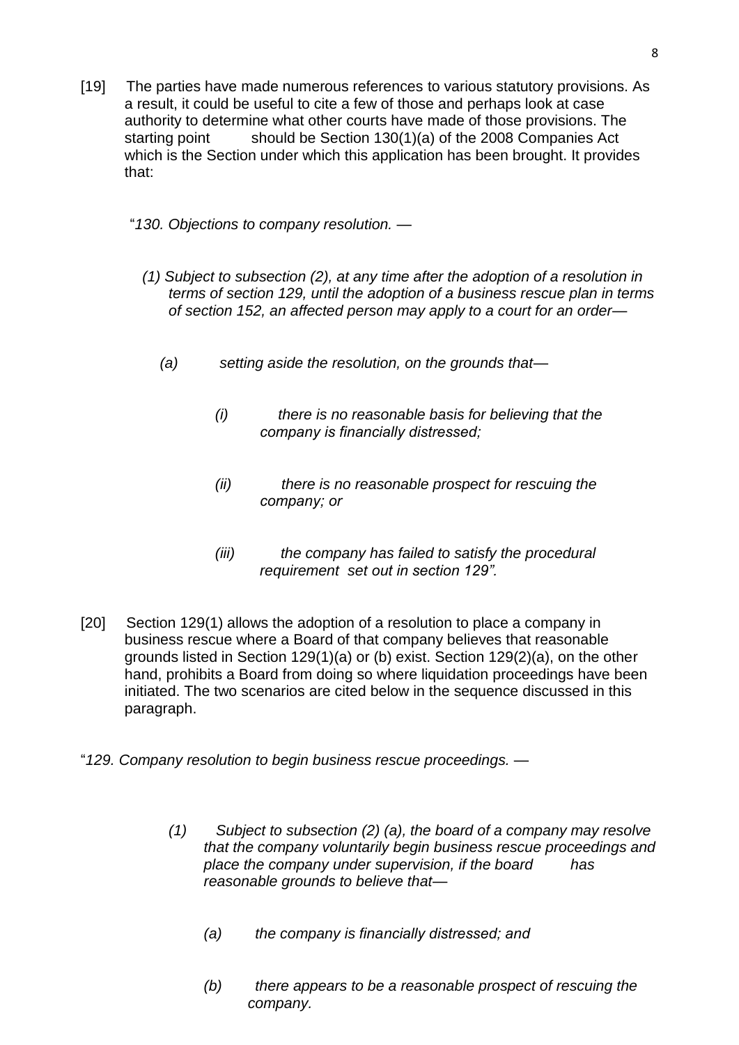[19] The parties have made numerous references to various statutory provisions. As a result, it could be useful to cite a few of those and perhaps look at case authority to determine what other courts have made of those provisions. The starting point should be Section 130(1)(a) of the 2008 Companies Act which is the Section under which this application has been brought. It provides that:

"*130. Objections to company resolution. —*

*(1) Subject to subsection (2), at any time after the adoption of a resolution in terms of section 129, until the adoption of a business rescue plan in terms of section 152, an affected person may apply to a court for an order—*

*(a) setting aside the resolution, on the grounds that—*

*(i) there is no reasonable basis for believing that the company is financially distressed;*

*(ii) there is no reasonable prospect for rescuing the company; or*

*(iii) the company has failed to satisfy the procedural requirement set out in section 129".*

[20] Section 129(1) allows the adoption of a resolution to place a company in business rescue where a Board of that company believes that reasonable grounds listed in Section 129(1)(a) or (b) exist. Section 129(2)(a), on the other hand, prohibits a Board from doing so where liquidation proceedings have been initiated. The two scenarios are cited below in the sequence discussed in this paragraph.

"*129. Company resolution to begin business rescue proceedings. —*

*(1) Subject to subsection (2) (a), the board of a company may resolve that the company voluntarily begin business rescue proceedings and place the company under supervision, if the board has reasonable grounds to believe that—*

*(a) the company is financially distressed; and*

*(b) there appears to be a reasonable prospect of rescuing the company.*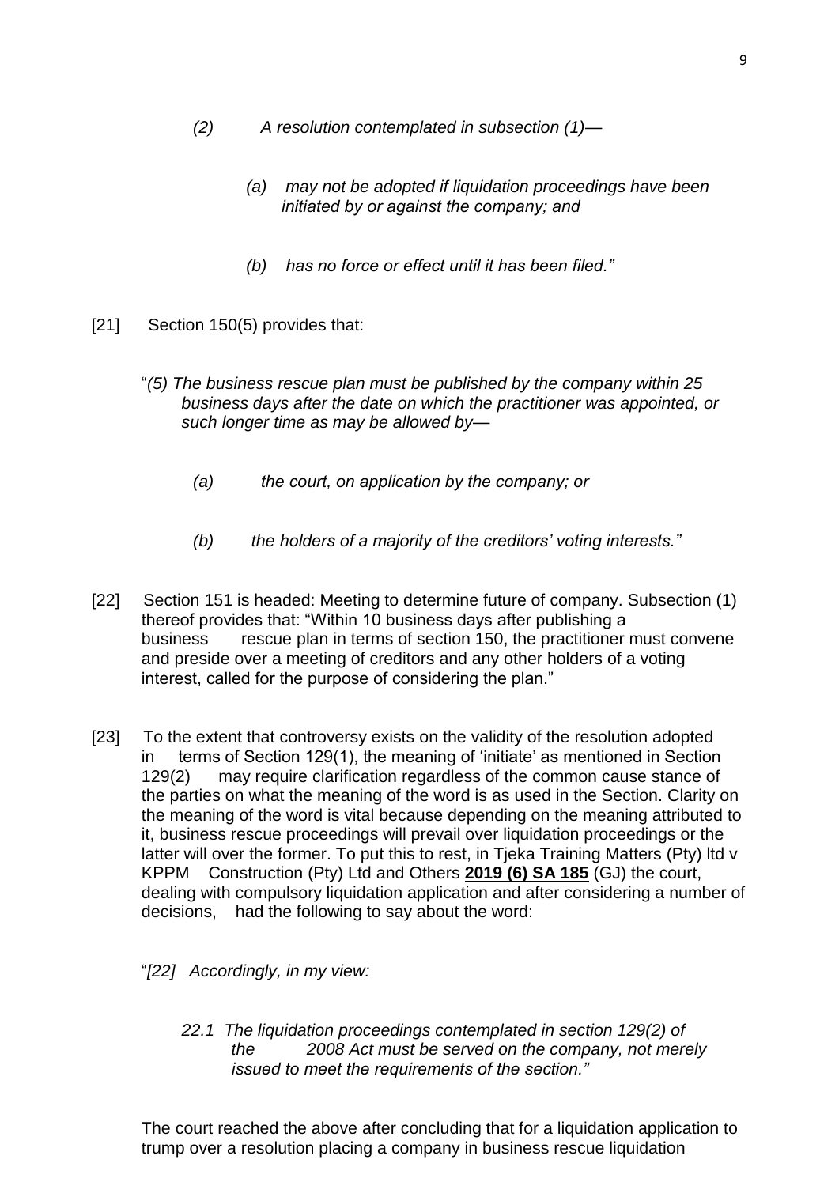*(2) A resolution contemplated in subsection (1)—*

> *(a) may not be adopted if liquidation proceedings have been initiated by or against the company; and*
>
> *(b) has no force or effect until it has been filed."*

[21] Section 150(5) provides that:

"*(5) The business rescue plan must be published by the company within 25 business days after the date on which the practitioner was appointed, or such longer time as may be allowed by—*

> *(a) the court, on application by the company; or*
>
> *(b) the holders of a majority of the creditors' voting interests."*

[22] Section 151 is headed: Meeting to determine future of company. Subsection (1) thereof provides that: "Within 10 business days after publishing a business rescue plan in terms of section 150, the practitioner must convene and preside over a meeting of creditors and any other holders of a voting interest, called for the purpose of considering the plan."

[23] To the extent that controversy exists on the validity of the resolution adopted in terms of Section 129(1), the meaning of 'initiate' as mentioned in Section 129(2) may require clarification regardless of the common cause stance of the parties on what the meaning of the word is as used in the Section. Clarity on the meaning of the word is vital because depending on the meaning attributed to it, business rescue proceedings will prevail over liquidation proceedings or the latter will over the former. To put this to rest, in Tjeka Training Matters (Pty) ltd v KPPM Construction (Pty) Ltd and Others **2019 (6) SA 185** (GJ) the court, dealing with compulsory liquidation application and after considering a number of decisions, had the following to say about the word:

"*[22] Accordingly, in my view:*

> *22.1 The liquidation proceedings contemplated in section 129(2) of the 2008 Act must be served on the company, not merely issued to meet the requirements of the section."*

The court reached the above after concluding that for a liquidation application to trump over a resolution placing a company in business rescue liquidation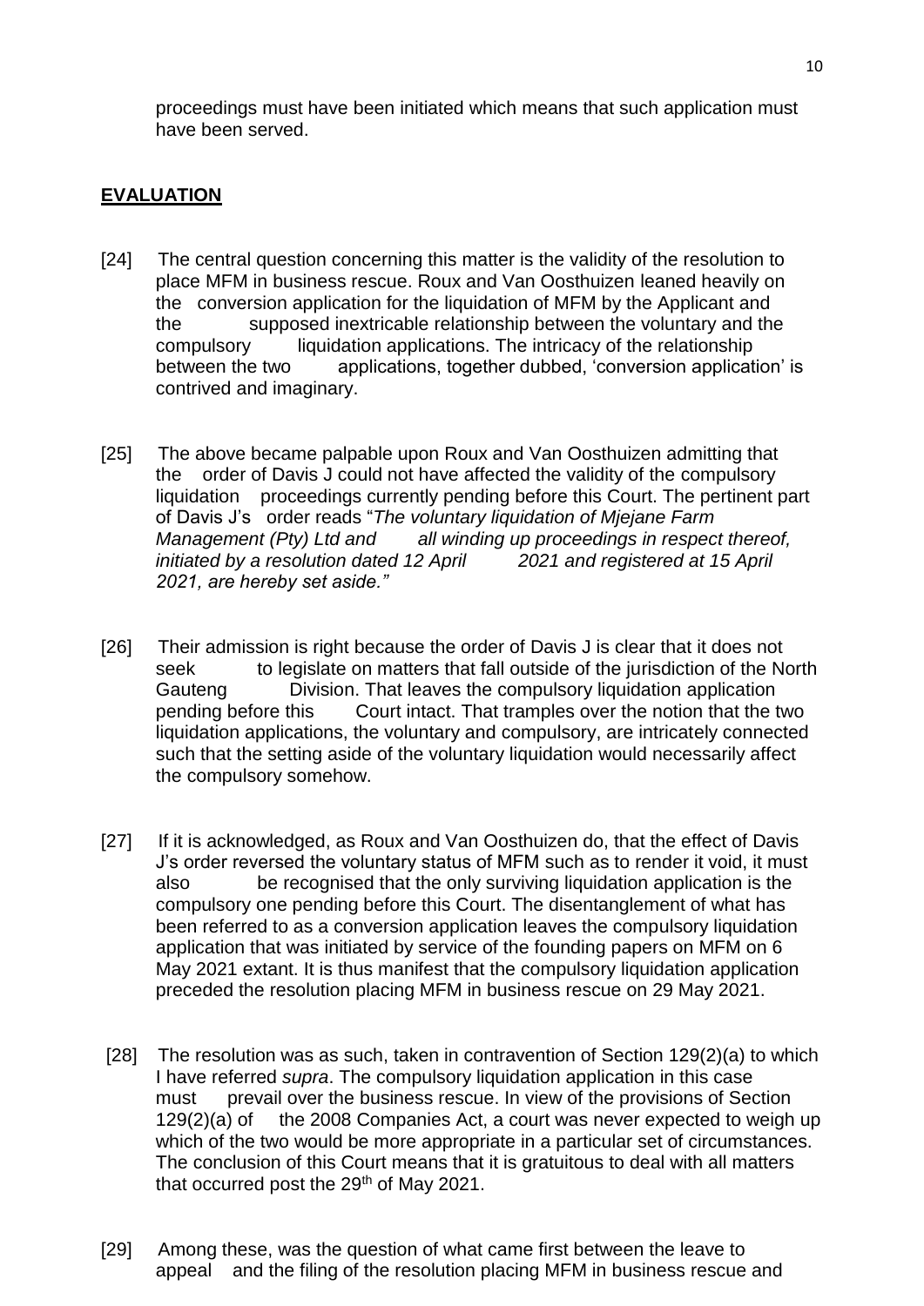proceedings must have been initiated which means that such application must have been served.

## **EVALUATION**

[24] The central question concerning this matter is the validity of the resolution to place MFM in business rescue. Roux and Van Oosthuizen leaned heavily on the conversion application for the liquidation of MFM by the Applicant and the supposed inextricable relationship between the voluntary and the compulsory liquidation applications. The intricacy of the relationship between the two applications, together dubbed, 'conversion application' is contrived and imaginary.

[25] The above became palpable upon Roux and Van Oosthuizen admitting that the order of Davis J could not have affected the validity of the compulsory liquidation proceedings currently pending before this Court. The pertinent part of Davis J's order reads "*The voluntary liquidation of Mjejane Farm Management (Pty) Ltd and all winding up proceedings in respect thereof, initiated by a resolution dated 12 April 2021 and registered at 15 April 2021, are hereby set aside.*"

[26] Their admission is right because the order of Davis J is clear that it does not seek to legislate on matters that fall outside of the jurisdiction of the North Gauteng Division. That leaves the compulsory liquidation application pending before this Court intact. That tramples over the notion that the two liquidation applications, the voluntary and compulsory, are intricately connected such that the setting aside of the voluntary liquidation would necessarily affect the compulsory somehow.

[27] If it is acknowledged, as Roux and Van Oosthuizen do, that the effect of Davis J's order reversed the voluntary status of MFM such as to render it void, it must also be recognised that the only surviving liquidation application is the compulsory one pending before this Court. The disentanglement of what has been referred to as a conversion application leaves the compulsory liquidation application that was initiated by service of the founding papers on MFM on 6 May 2021 extant. It is thus manifest that the compulsory liquidation application preceded the resolution placing MFM in business rescue on 29 May 2021.

[28] The resolution was as such, taken in contravention of Section 129(2)(a) to which I have referred *supra*. The compulsory liquidation application in this case must prevail over the business rescue. In view of the provisions of Section 129(2)(a) of the 2008 Companies Act, a court was never expected to weigh up which of the two would be more appropriate in a particular set of circumstances. The conclusion of this Court means that it is gratuitous to deal with all matters that occurred post the 29th of May 2021.

[29] Among these, was the question of what came first between the leave to appeal and the filing of the resolution placing MFM in business rescue and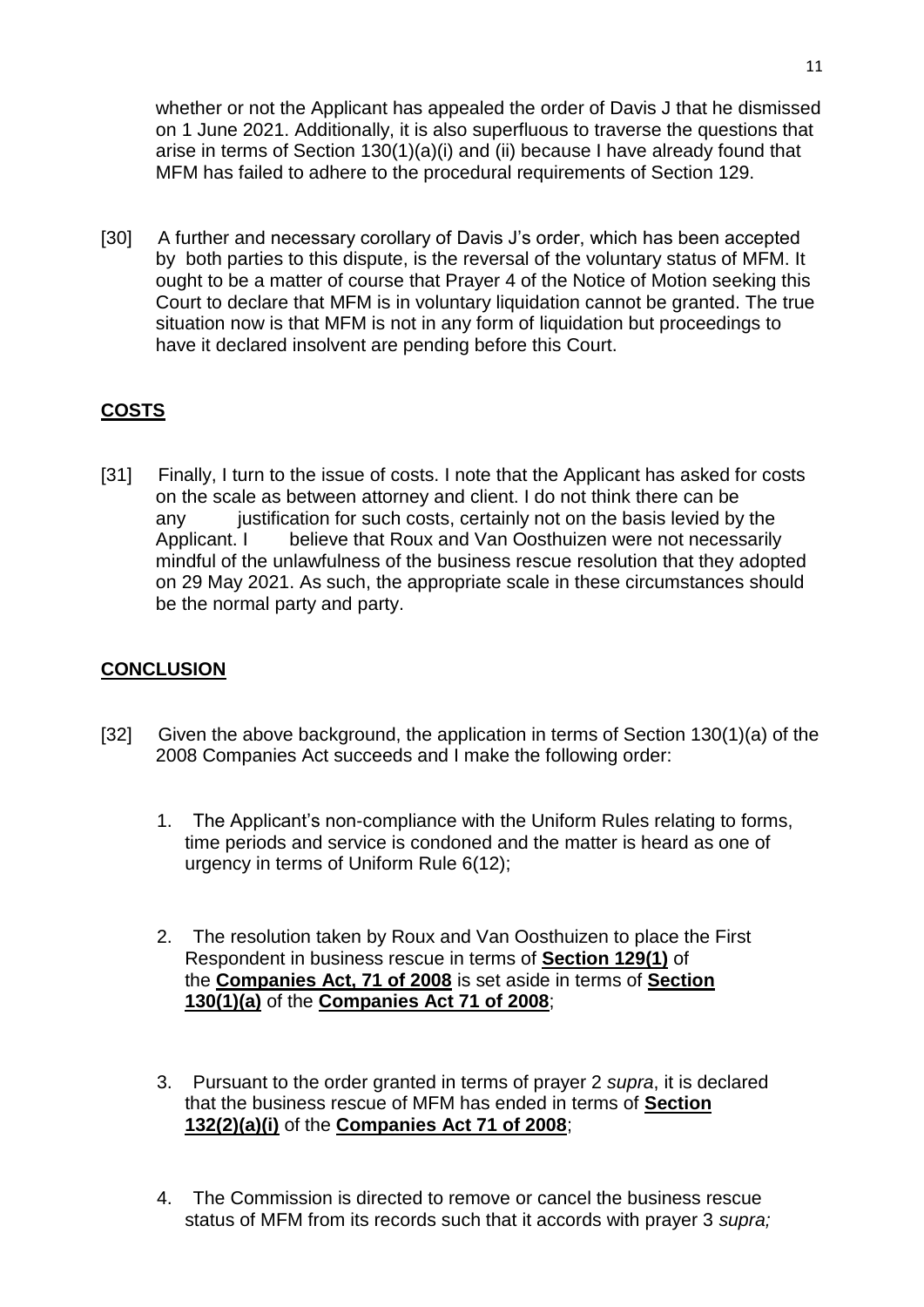whether or not the Applicant has appealed the order of Davis J that he dismissed on 1 June 2021. Additionally, it is also superfluous to traverse the questions that arise in terms of Section 130(1)(a)(i) and (ii) because I have already found that MFM has failed to adhere to the procedural requirements of Section 129.

[30] A further and necessary corollary of Davis J's order, which has been accepted by both parties to this dispute, is the reversal of the voluntary status of MFM. It ought to be a matter of course that Prayer 4 of the Notice of Motion seeking this Court to declare that MFM is in voluntary liquidation cannot be granted. The true situation now is that MFM is not in any form of liquidation but proceedings to have it declared insolvent are pending before this Court.

## **COSTS**

[31] Finally, I turn to the issue of costs. I note that the Applicant has asked for costs on the scale as between attorney and client. I do not think there can be any justification for such costs, certainly not on the basis levied by the Applicant. I believe that Roux and Van Oosthuizen were not necessarily mindful of the unlawfulness of the business rescue resolution that they adopted on 29 May 2021. As such, the appropriate scale in these circumstances should be the normal party and party.

## **CONCLUSION**

[32] Given the above background, the application in terms of Section 130(1)(a) of the 2008 Companies Act succeeds and I make the following order:

1. The Applicant's non-compliance with the Uniform Rules relating to forms, time periods and service is condoned and the matter is heard as one of urgency in terms of Uniform Rule 6(12);

2. The resolution taken by Roux and Van Oosthuizen to place the First Respondent in business rescue in terms of **Section 129(1)** of the **Companies Act, 71 of 2008** is set aside in terms of **Section 130(1)(a)** of the **Companies Act 71 of 2008**;

3. Pursuant to the order granted in terms of prayer 2 *supra*, it is declared that the business rescue of MFM has ended in terms of **Section 132(2)(a)(i)** of the **Companies Act 71 of 2008**;

4. The Commission is directed to remove or cancel the business rescue status of MFM from its records such that it accords with prayer 3 *supra;*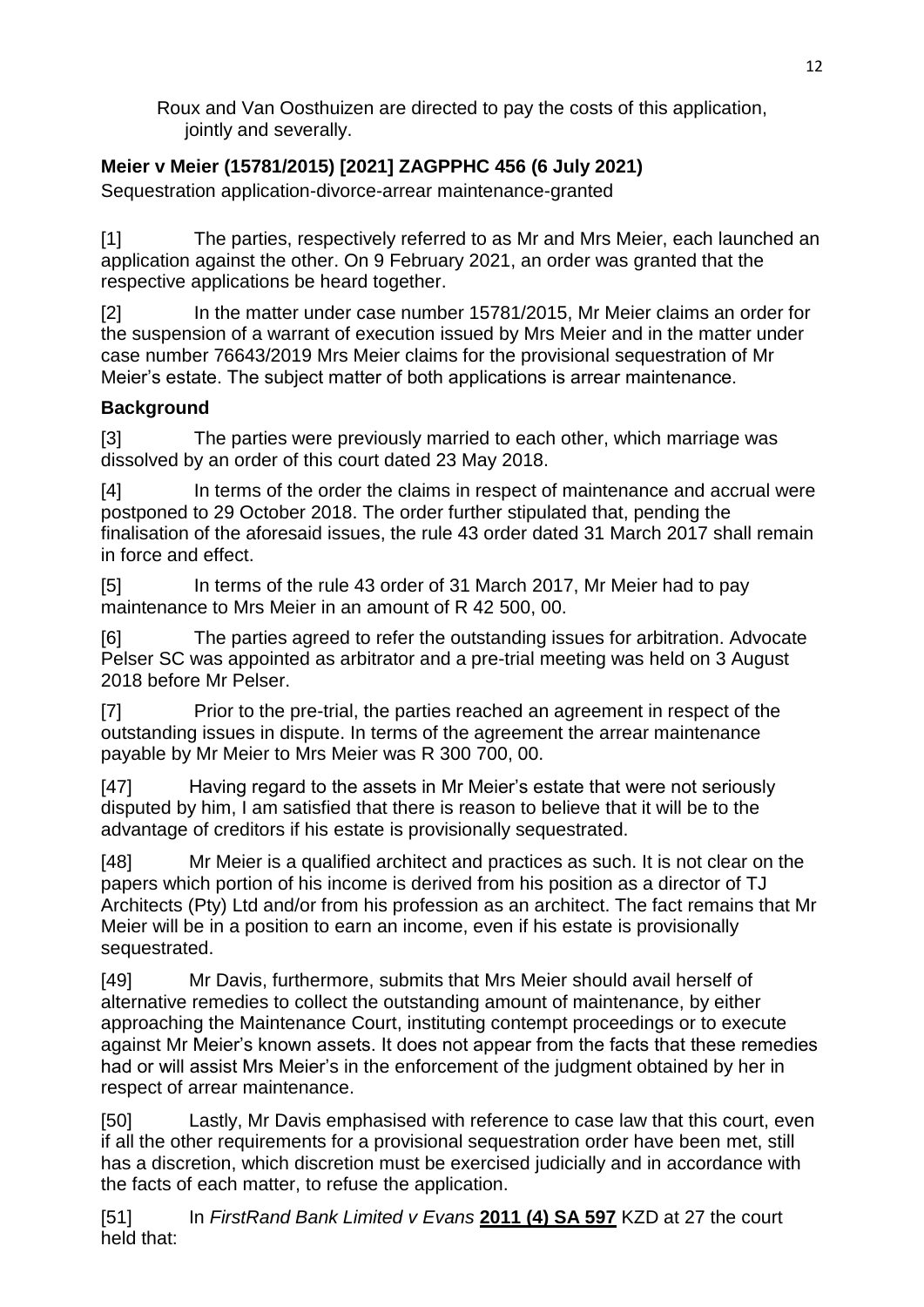Roux and Van Oosthuizen are directed to pay the costs of this application, jointly and severally.

**Meier v Meier (15781/2015) [2021] ZAGPPHC 456 (6 July 2021)**

Sequestration application-divorce-arrear maintenance-granted

[1] The parties, respectively referred to as Mr and Mrs Meier, each launched an application against the other. On 9 February 2021, an order was granted that the respective applications be heard together.

[2] In the matter under case number 15781/2015, Mr Meier claims an order for the suspension of a warrant of execution issued by Mrs Meier and in the matter under case number 76643/2019 Mrs Meier claims for the provisional sequestration of Mr Meier's estate. The subject matter of both applications is arrear maintenance.

**Background**

[3] The parties were previously married to each other, which marriage was dissolved by an order of this court dated 23 May 2018.

[4] In terms of the order the claims in respect of maintenance and accrual were postponed to 29 October 2018. The order further stipulated that, pending the finalisation of the aforesaid issues, the rule 43 order dated 31 March 2017 shall remain in force and effect.

[5] In terms of the rule 43 order of 31 March 2017, Mr Meier had to pay maintenance to Mrs Meier in an amount of R 42 500, 00.

[6] The parties agreed to refer the outstanding issues for arbitration. Advocate Pelser SC was appointed as arbitrator and a pre-trial meeting was held on 3 August 2018 before Mr Pelser.

[7] Prior to the pre-trial, the parties reached an agreement in respect of the outstanding issues in dispute. In terms of the agreement the arrear maintenance payable by Mr Meier to Mrs Meier was R 300 700, 00.

[47] Having regard to the assets in Mr Meier's estate that were not seriously disputed by him, I am satisfied that there is reason to believe that it will be to the advantage of creditors if his estate is provisionally sequestrated.

[48] Mr Meier is a qualified architect and practices as such. It is not clear on the papers which portion of his income is derived from his position as a director of TJ Architects (Pty) Ltd and/or from his profession as an architect. The fact remains that Mr Meier will be in a position to earn an income, even if his estate is provisionally sequestrated.

[49] Mr Davis, furthermore, submits that Mrs Meier should avail herself of alternative remedies to collect the outstanding amount of maintenance, by either approaching the Maintenance Court, instituting contempt proceedings or to execute against Mr Meier's known assets. It does not appear from the facts that these remedies had or will assist Mrs Meier's in the enforcement of the judgment obtained by her in respect of arrear maintenance.

[50] Lastly, Mr Davis emphasised with reference to case law that this court, even if all the other requirements for a provisional sequestration order have been met, still has a discretion, which discretion must be exercised judicially and in accordance with the facts of each matter, to refuse the application.

[51] In *FirstRand Bank Limited v Evans* **2011 (4) SA 597** KZD at 27 the court held that: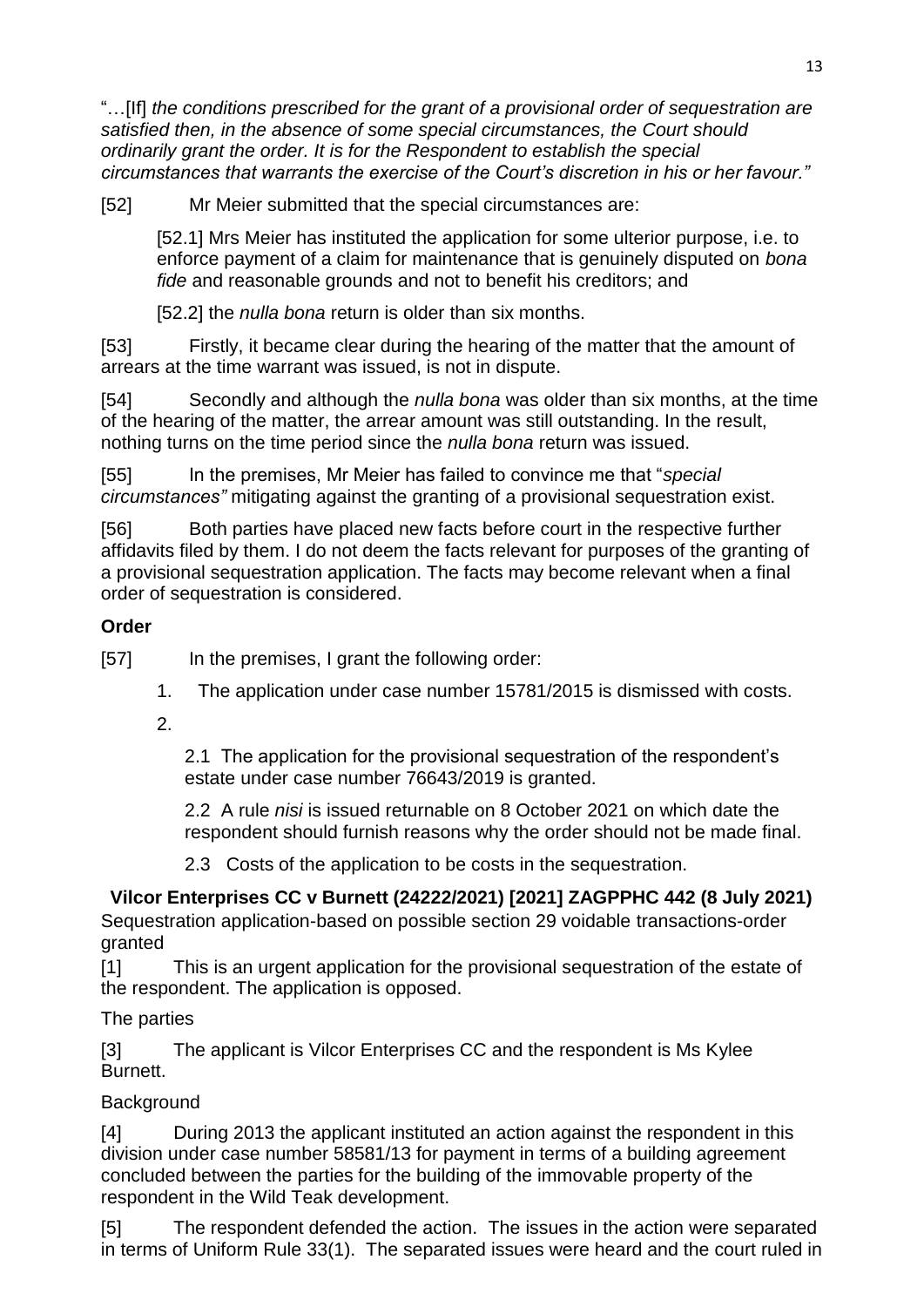"…[If] *the conditions prescribed for the grant of a provisional order of sequestration are satisfied then, in the absence of some special circumstances, the Court should ordinarily grant the order. It is for the Respondent to establish the special circumstances that warrants the exercise of the Court's discretion in his or her favour."*

[52] Mr Meier submitted that the special circumstances are:

> [52.1] Mrs Meier has instituted the application for some ulterior purpose, i.e. to enforce payment of a claim for maintenance that is genuinely disputed on *bona fide* and reasonable grounds and not to benefit his creditors; and
>
> [52.2] the *nulla bona* return is older than six months.

[53] Firstly, it became clear during the hearing of the matter that the amount of arrears at the time warrant was issued, is not in dispute.

[54] Secondly and although the *nulla bona* was older than six months, at the time of the hearing of the matter, the arrear amount was still outstanding. In the result, nothing turns on the time period since the *nulla bona* return was issued.

[55] In the premises, Mr Meier has failed to convince me that "*special circumstances"* mitigating against the granting of a provisional sequestration exist.

[56] Both parties have placed new facts before court in the respective further affidavits filed by them. I do not deem the facts relevant for purposes of the granting of a provisional sequestration application. The facts may become relevant when a final order of sequestration is considered.

**Order**

[57] In the premises, I grant the following order:

1. The application under case number 15781/2015 is dismissed with costs.
2. 

   2.1 The application for the provisional sequestration of the respondent's estate under case number 76643/2019 is granted.

   2.2 A rule *nisi* is issued returnable on 8 October 2021 on which date the respondent should furnish reasons why the order should not be made final.

   2.3 Costs of the application to be costs in the sequestration.

**Vilcor Enterprises CC v Burnett (24222/2021) [2021] ZAGPPHC 442 (8 July 2021)**

Sequestration application-based on possible section 29 voidable transactions-order granted

[1] This is an urgent application for the provisional sequestration of the estate of the respondent. The application is opposed.

The parties

[3] The applicant is Vilcor Enterprises CC and the respondent is Ms Kylee Burnett.

Background

[4] During 2013 the applicant instituted an action against the respondent in this division under case number 58581/13 for payment in terms of a building agreement concluded between the parties for the building of the immovable property of the respondent in the Wild Teak development.

[5] The respondent defended the action. The issues in the action were separated in terms of Uniform Rule 33(1). The separated issues were heard and the court ruled in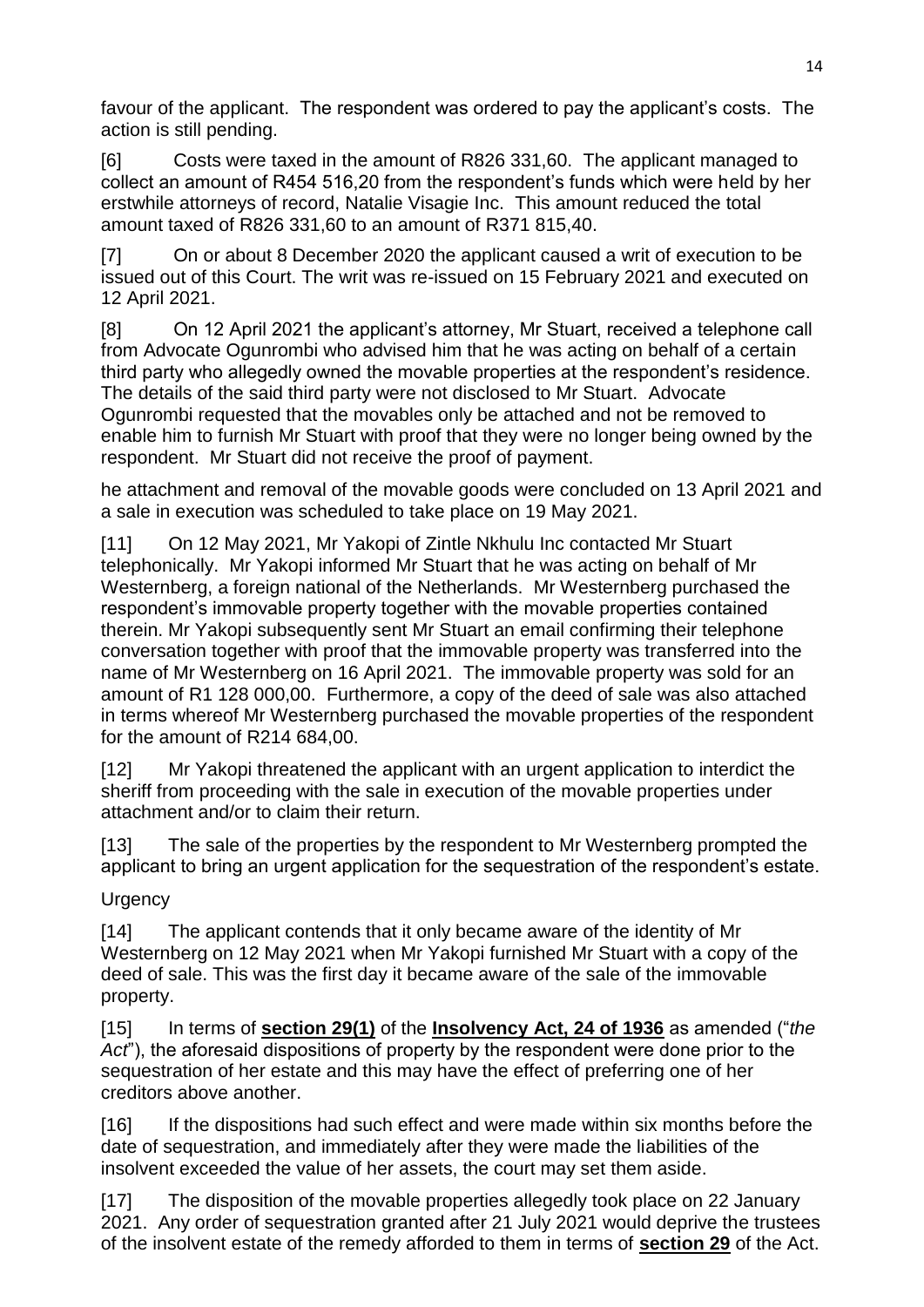favour of the applicant. The respondent was ordered to pay the applicant's costs. The action is still pending.

[6] Costs were taxed in the amount of R826 331,60. The applicant managed to collect an amount of R454 516,20 from the respondent's funds which were held by her erstwhile attorneys of record, Natalie Visagie Inc. This amount reduced the total amount taxed of R826 331,60 to an amount of R371 815,40.

[7] On or about 8 December 2020 the applicant caused a writ of execution to be issued out of this Court. The writ was re-issued on 15 February 2021 and executed on 12 April 2021.

[8] On 12 April 2021 the applicant's attorney, Mr Stuart, received a telephone call from Advocate Ogunrombi who advised him that he was acting on behalf of a certain third party who allegedly owned the movable properties at the respondent's residence. The details of the said third party were not disclosed to Mr Stuart. Advocate Ogunrombi requested that the movables only be attached and not be removed to enable him to furnish Mr Stuart with proof that they were no longer being owned by the respondent. Mr Stuart did not receive the proof of payment.

he attachment and removal of the movable goods were concluded on 13 April 2021 and a sale in execution was scheduled to take place on 19 May 2021.

[11] On 12 May 2021, Mr Yakopi of Zintle Nkhulu Inc contacted Mr Stuart telephonically. Mr Yakopi informed Mr Stuart that he was acting on behalf of Mr Westernberg, a foreign national of the Netherlands. Mr Westernberg purchased the respondent's immovable property together with the movable properties contained therein. Mr Yakopi subsequently sent Mr Stuart an email confirming their telephone conversation together with proof that the immovable property was transferred into the name of Mr Westernberg on 16 April 2021. The immovable property was sold for an amount of R1 128 000,00. Furthermore, a copy of the deed of sale was also attached in terms whereof Mr Westernberg purchased the movable properties of the respondent for the amount of R214 684,00.

[12] Mr Yakopi threatened the applicant with an urgent application to interdict the sheriff from proceeding with the sale in execution of the movable properties under attachment and/or to claim their return.

[13] The sale of the properties by the respondent to Mr Westernberg prompted the applicant to bring an urgent application for the sequestration of the respondent's estate.

Urgency

[14] The applicant contends that it only became aware of the identity of Mr Westernberg on 12 May 2021 when Mr Yakopi furnished Mr Stuart with a copy of the deed of sale. This was the first day it became aware of the sale of the immovable property.

[15] In terms of **section 29(1)** of the **Insolvency Act, 24 of 1936** as amended ("*the Act*"), the aforesaid dispositions of property by the respondent were done prior to the sequestration of her estate and this may have the effect of preferring one of her creditors above another.

[16] If the dispositions had such effect and were made within six months before the date of sequestration, and immediately after they were made the liabilities of the insolvent exceeded the value of her assets, the court may set them aside.

[17] The disposition of the movable properties allegedly took place on 22 January 2021. Any order of sequestration granted after 21 July 2021 would deprive the trustees of the insolvent estate of the remedy afforded to them in terms of **section 29** of the Act.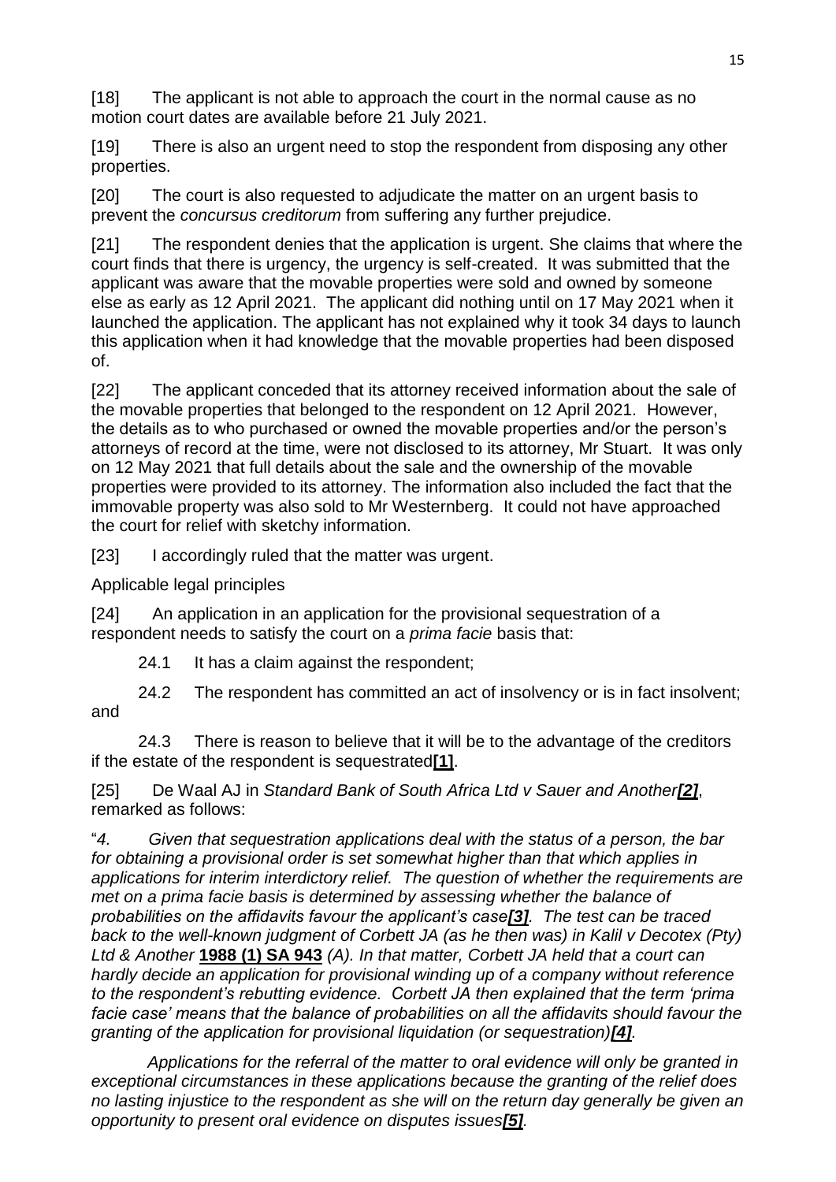[18] The applicant is not able to approach the court in the normal cause as no motion court dates are available before 21 July 2021.

[19] There is also an urgent need to stop the respondent from disposing any other properties.

[20] The court is also requested to adjudicate the matter on an urgent basis to prevent the *concursus creditorum* from suffering any further prejudice.

[21] The respondent denies that the application is urgent. She claims that where the court finds that there is urgency, the urgency is self-created. It was submitted that the applicant was aware that the movable properties were sold and owned by someone else as early as 12 April 2021. The applicant did nothing until on 17 May 2021 when it launched the application. The applicant has not explained why it took 34 days to launch this application when it had knowledge that the movable properties had been disposed of.

[22] The applicant conceded that its attorney received information about the sale of the movable properties that belonged to the respondent on 12 April 2021. However, the details as to who purchased or owned the movable properties and/or the person's attorneys of record at the time, were not disclosed to its attorney, Mr Stuart. It was only on 12 May 2021 that full details about the sale and the ownership of the movable properties were provided to its attorney. The information also included the fact that the immovable property was also sold to Mr Westernberg. It could not have approached the court for relief with sketchy information.

[23] I accordingly ruled that the matter was urgent.

Applicable legal principles

[24] An application in an application for the provisional sequestration of a respondent needs to satisfy the court on a *prima facie* basis that:

24.1 It has a claim against the respondent;

24.2 The respondent has committed an act of insolvency or is in fact insolvent; and

24.3 There is reason to believe that it will be to the advantage of the creditors if the estate of the respondent is sequestrated**[1]**.

[25] De Waal AJ in *Standard Bank of South Africa Ltd v Sauer and Another**[2]***, remarked as follows:

"*4. Given that sequestration applications deal with the status of a person, the bar for obtaining a provisional order is set somewhat higher than that which applies in applications for interim interdictory relief. The question of whether the requirements are met on a prima facie basis is determined by assessing whether the balance of probabilities on the affidavits favour the applicant's case**[3]**. The test can be traced back to the well-known judgment of Corbett JA (as he then was) in Kalil v Decotex (Pty) Ltd & Another* **1988 (1) SA 943** *(A). In that matter, Corbett JA held that a court can hardly decide an application for provisional winding up of a company without reference to the respondent's rebutting evidence. Corbett JA then explained that the term 'prima facie case' means that the balance of probabilities on all the affidavits should favour the granting of the application for provisional liquidation (or sequestration)**[4]**.*

*Applications for the referral of the matter to oral evidence will only be granted in exceptional circumstances in these applications because the granting of the relief does no lasting injustice to the respondent as she will on the return day generally be given an opportunity to present oral evidence on disputes issues**[5]**.*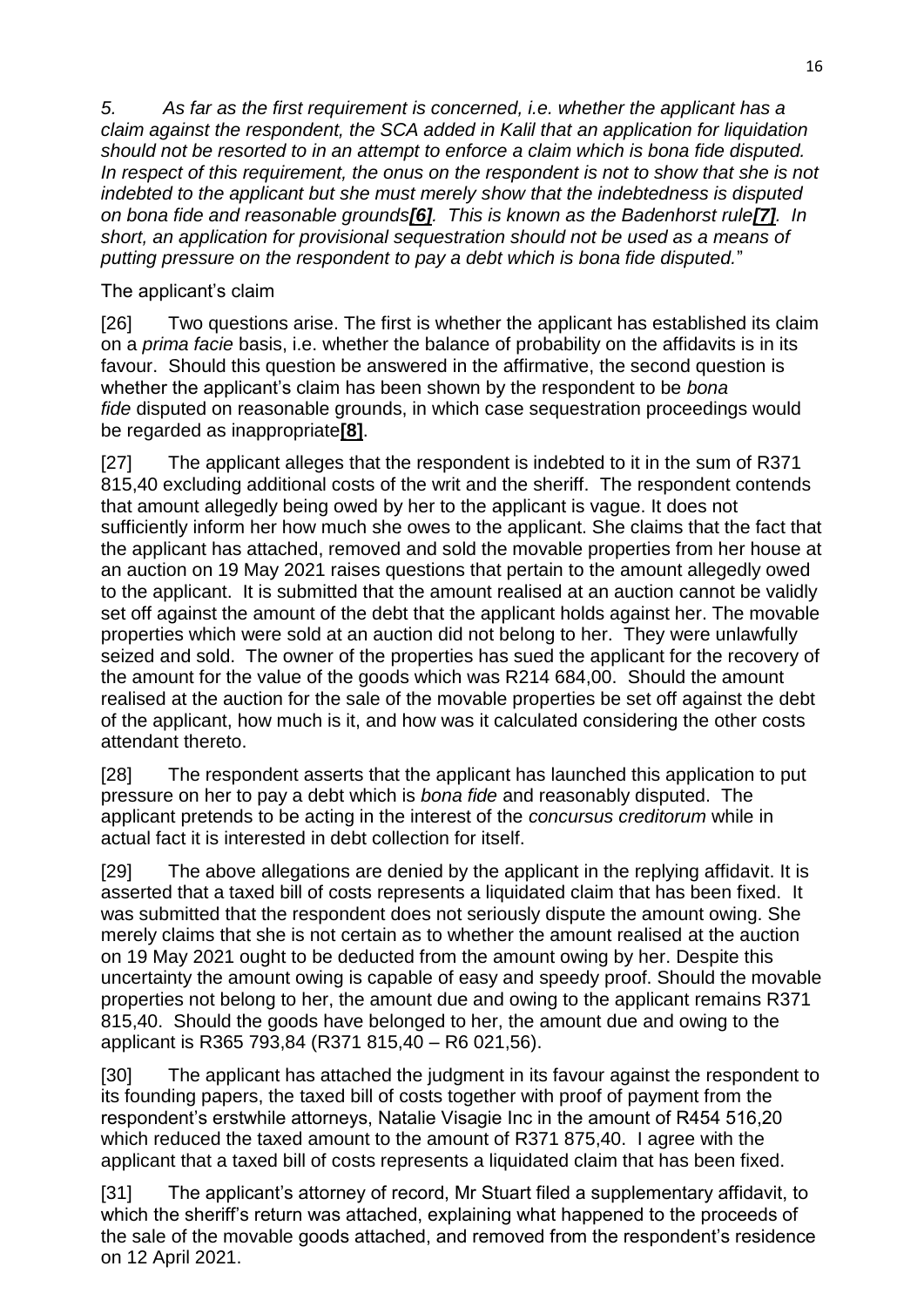*5. As far as the first requirement is concerned, i.e. whether the applicant has a claim against the respondent, the SCA added in Kalil that an application for liquidation should not be resorted to in an attempt to enforce a claim which is bona fide disputed. In respect of this requirement, the onus on the respondent is not to show that she is not indebted to the applicant but she must merely show that the indebtedness is disputed on bona fide and reasonable grounds**[6]**. This is known as the Badenhorst rule**[7]**. In short, an application for provisional sequestration should not be used as a means of putting pressure on the respondent to pay a debt which is bona fide disputed.*"

The applicant's claim

[26] Two questions arise. The first is whether the applicant has established its claim on a *prima facie* basis, i.e. whether the balance of probability on the affidavits is in its favour. Should this question be answered in the affirmative, the second question is whether the applicant's claim has been shown by the respondent to be *bona fide* disputed on reasonable grounds, in which case sequestration proceedings would be regarded as inappropriate**[8]**.

[27] The applicant alleges that the respondent is indebted to it in the sum of R371 815,40 excluding additional costs of the writ and the sheriff. The respondent contends that amount allegedly being owed by her to the applicant is vague. It does not sufficiently inform her how much she owes to the applicant. She claims that the fact that the applicant has attached, removed and sold the movable properties from her house at an auction on 19 May 2021 raises questions that pertain to the amount allegedly owed to the applicant. It is submitted that the amount realised at an auction cannot be validly set off against the amount of the debt that the applicant holds against her. The movable properties which were sold at an auction did not belong to her. They were unlawfully seized and sold. The owner of the properties has sued the applicant for the recovery of the amount for the value of the goods which was R214 684,00. Should the amount realised at the auction for the sale of the movable properties be set off against the debt of the applicant, how much is it, and how was it calculated considering the other costs attendant thereto.

[28] The respondent asserts that the applicant has launched this application to put pressure on her to pay a debt which is *bona fide* and reasonably disputed. The applicant pretends to be acting in the interest of the *concursus creditorum* while in actual fact it is interested in debt collection for itself.

[29] The above allegations are denied by the applicant in the replying affidavit. It is asserted that a taxed bill of costs represents a liquidated claim that has been fixed. It was submitted that the respondent does not seriously dispute the amount owing. She merely claims that she is not certain as to whether the amount realised at the auction on 19 May 2021 ought to be deducted from the amount owing by her. Despite this uncertainty the amount owing is capable of easy and speedy proof. Should the movable properties not belong to her, the amount due and owing to the applicant remains R371 815,40. Should the goods have belonged to her, the amount due and owing to the applicant is R365 793,84 (R371 815,40 – R6 021,56).

[30] The applicant has attached the judgment in its favour against the respondent to its founding papers, the taxed bill of costs together with proof of payment from the respondent's erstwhile attorneys, Natalie Visagie Inc in the amount of R454 516,20 which reduced the taxed amount to the amount of R371 875,40. I agree with the applicant that a taxed bill of costs represents a liquidated claim that has been fixed.

[31] The applicant's attorney of record, Mr Stuart filed a supplementary affidavit, to which the sheriff's return was attached, explaining what happened to the proceeds of the sale of the movable goods attached, and removed from the respondent's residence on 12 April 2021.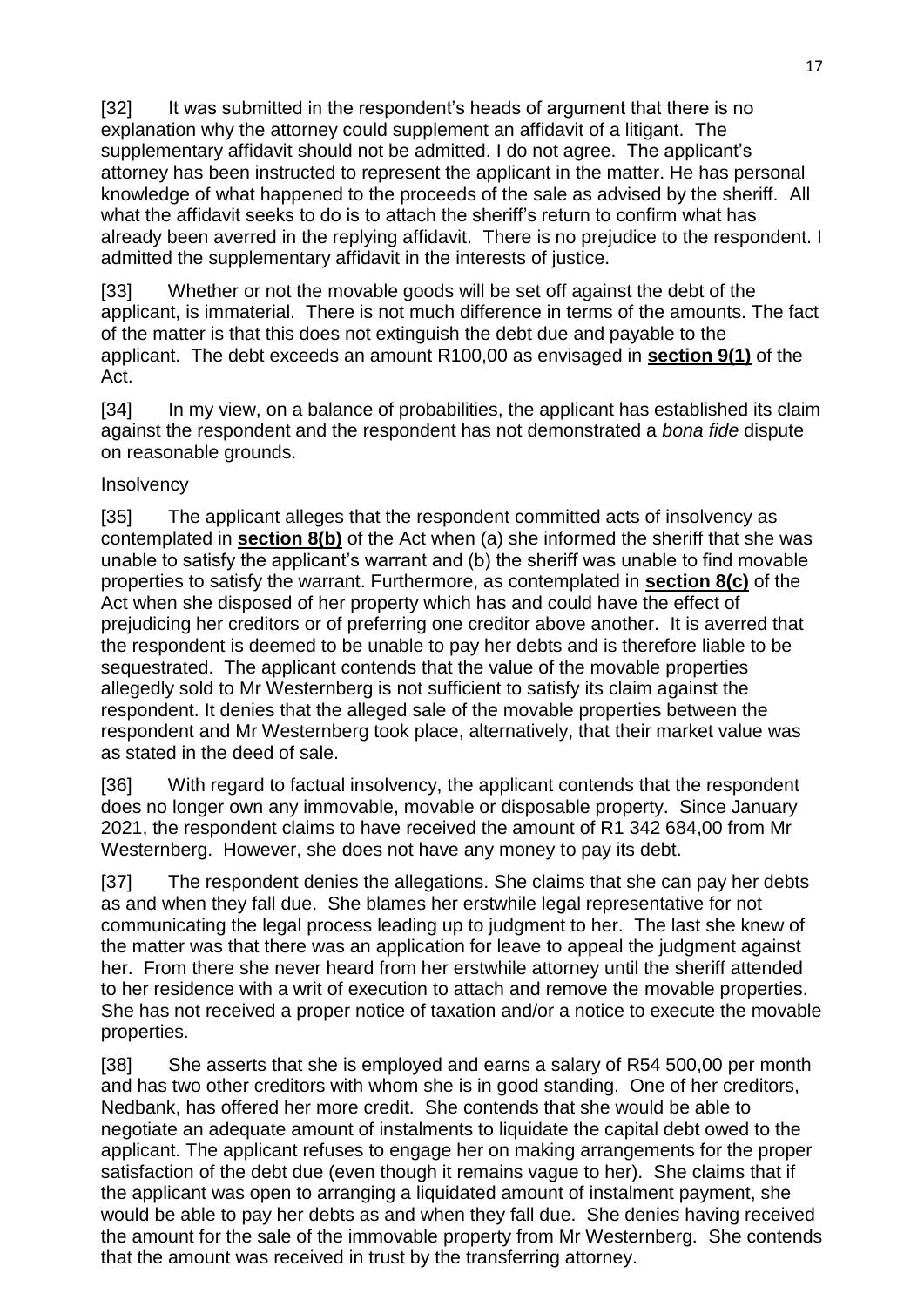[32] It was submitted in the respondent's heads of argument that there is no explanation why the attorney could supplement an affidavit of a litigant. The supplementary affidavit should not be admitted. I do not agree. The applicant's attorney has been instructed to represent the applicant in the matter. He has personal knowledge of what happened to the proceeds of the sale as advised by the sheriff. All what the affidavit seeks to do is to attach the sheriff's return to confirm what has already been averred in the replying affidavit. There is no prejudice to the respondent. I admitted the supplementary affidavit in the interests of justice.

[33] Whether or not the movable goods will be set off against the debt of the applicant, is immaterial. There is not much difference in terms of the amounts. The fact of the matter is that this does not extinguish the debt due and payable to the applicant. The debt exceeds an amount R100,00 as envisaged in **section 9(1)** of the Act.

[34] In my view, on a balance of probabilities, the applicant has established its claim against the respondent and the respondent has not demonstrated a *bona fide* dispute on reasonable grounds.

Insolvency

[35] The applicant alleges that the respondent committed acts of insolvency as contemplated in **section 8(b)** of the Act when (a) she informed the sheriff that she was unable to satisfy the applicant's warrant and (b) the sheriff was unable to find movable properties to satisfy the warrant. Furthermore, as contemplated in **section 8(c)** of the Act when she disposed of her property which has and could have the effect of prejudicing her creditors or of preferring one creditor above another. It is averred that the respondent is deemed to be unable to pay her debts and is therefore liable to be sequestrated. The applicant contends that the value of the movable properties allegedly sold to Mr Westernberg is not sufficient to satisfy its claim against the respondent. It denies that the alleged sale of the movable properties between the respondent and Mr Westernberg took place, alternatively, that their market value was as stated in the deed of sale.

[36] With regard to factual insolvency, the applicant contends that the respondent does no longer own any immovable, movable or disposable property. Since January 2021, the respondent claims to have received the amount of R1 342 684,00 from Mr Westernberg. However, she does not have any money to pay its debt.

[37] The respondent denies the allegations. She claims that she can pay her debts as and when they fall due. She blames her erstwhile legal representative for not communicating the legal process leading up to judgment to her. The last she knew of the matter was that there was an application for leave to appeal the judgment against her. From there she never heard from her erstwhile attorney until the sheriff attended to her residence with a writ of execution to attach and remove the movable properties. She has not received a proper notice of taxation and/or a notice to execute the movable properties.

[38] She asserts that she is employed and earns a salary of R54 500,00 per month and has two other creditors with whom she is in good standing. One of her creditors, Nedbank, has offered her more credit. She contends that she would be able to negotiate an adequate amount of instalments to liquidate the capital debt owed to the applicant. The applicant refuses to engage her on making arrangements for the proper satisfaction of the debt due (even though it remains vague to her). She claims that if the applicant was open to arranging a liquidated amount of instalment payment, she would be able to pay her debts as and when they fall due. She denies having received the amount for the sale of the immovable property from Mr Westernberg. She contends that the amount was received in trust by the transferring attorney.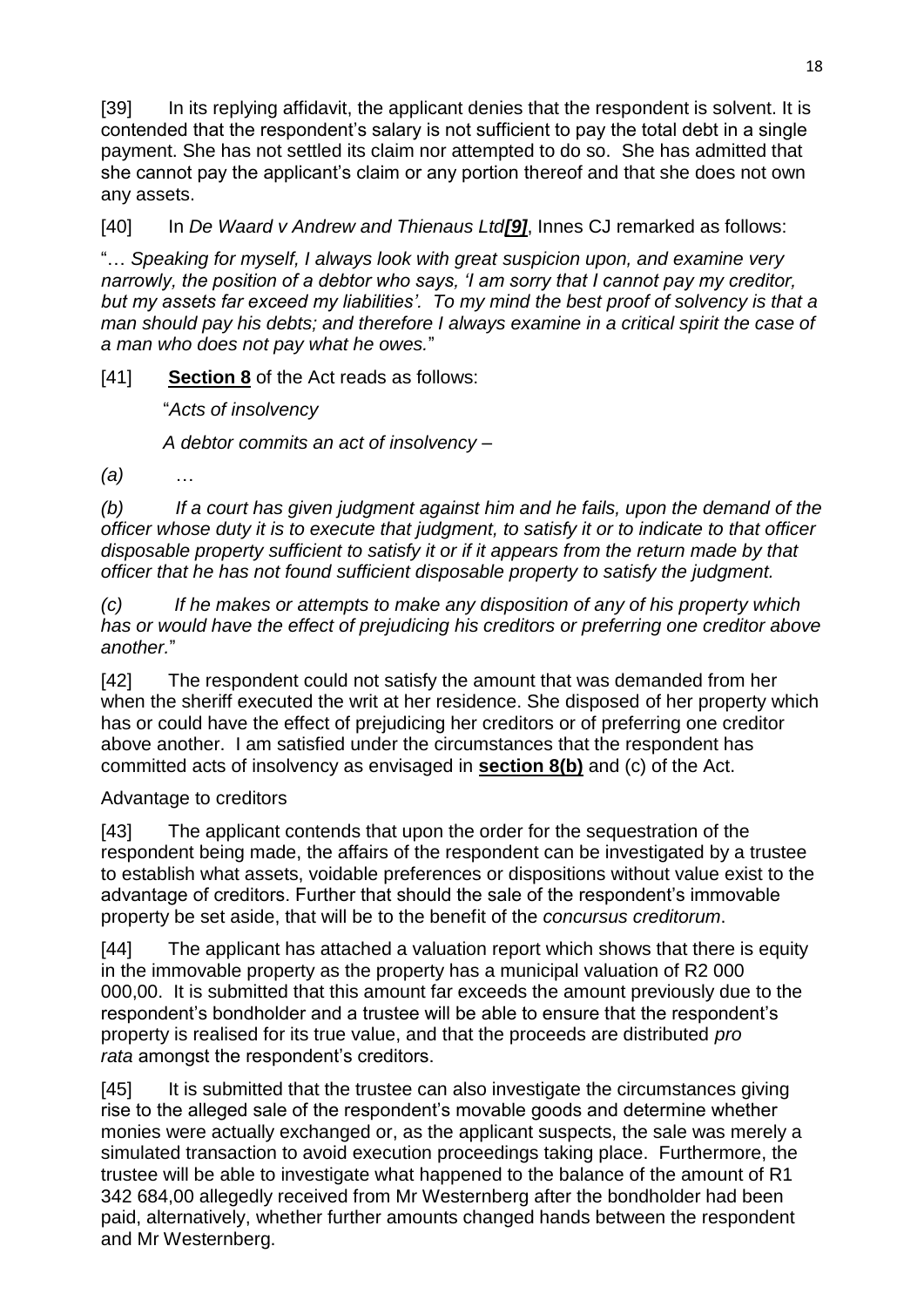[39] In its replying affidavit, the applicant denies that the respondent is solvent. It is contended that the respondent's salary is not sufficient to pay the total debt in a single payment. She has not settled its claim nor attempted to do so. She has admitted that she cannot pay the applicant's claim or any portion thereof and that she does not own any assets.

[40] In *De Waard v Andrew and Thienaus Ltd**[9]***, Innes CJ remarked as follows:

"… *Speaking for myself, I always look with great suspicion upon, and examine very narrowly, the position of a debtor who says, 'I am sorry that I cannot pay my creditor, but my assets far exceed my liabilities'. To my mind the best proof of solvency is that a man should pay his debts; and therefore I always examine in a critical spirit the case of a man who does not pay what he owes.*"

[41] **Section 8** of the Act reads as follows:

"*Acts of insolvency*

*A debtor commits an act of insolvency –*

*(a)* …

*(b) If a court has given judgment against him and he fails, upon the demand of the officer whose duty it is to execute that judgment, to satisfy it or to indicate to that officer disposable property sufficient to satisfy it or if it appears from the return made by that officer that he has not found sufficient disposable property to satisfy the judgment.*

*(c) If he makes or attempts to make any disposition of any of his property which has or would have the effect of prejudicing his creditors or preferring one creditor above another.*"

[42] The respondent could not satisfy the amount that was demanded from her when the sheriff executed the writ at her residence. She disposed of her property which has or could have the effect of prejudicing her creditors or of preferring one creditor above another. I am satisfied under the circumstances that the respondent has committed acts of insolvency as envisaged in **section 8(b)** and (c) of the Act.

Advantage to creditors

[43] The applicant contends that upon the order for the sequestration of the respondent being made, the affairs of the respondent can be investigated by a trustee to establish what assets, voidable preferences or dispositions without value exist to the advantage of creditors. Further that should the sale of the respondent's immovable property be set aside, that will be to the benefit of the *concursus creditorum*.

[44] The applicant has attached a valuation report which shows that there is equity in the immovable property as the property has a municipal valuation of R2 000 000,00. It is submitted that this amount far exceeds the amount previously due to the respondent's bondholder and a trustee will be able to ensure that the respondent's property is realised for its true value, and that the proceeds are distributed *pro rata* amongst the respondent's creditors.

[45] It is submitted that the trustee can also investigate the circumstances giving rise to the alleged sale of the respondent's movable goods and determine whether monies were actually exchanged or, as the applicant suspects, the sale was merely a simulated transaction to avoid execution proceedings taking place. Furthermore, the trustee will be able to investigate what happened to the balance of the amount of R1 342 684,00 allegedly received from Mr Westernberg after the bondholder had been paid, alternatively, whether further amounts changed hands between the respondent and Mr Westernberg.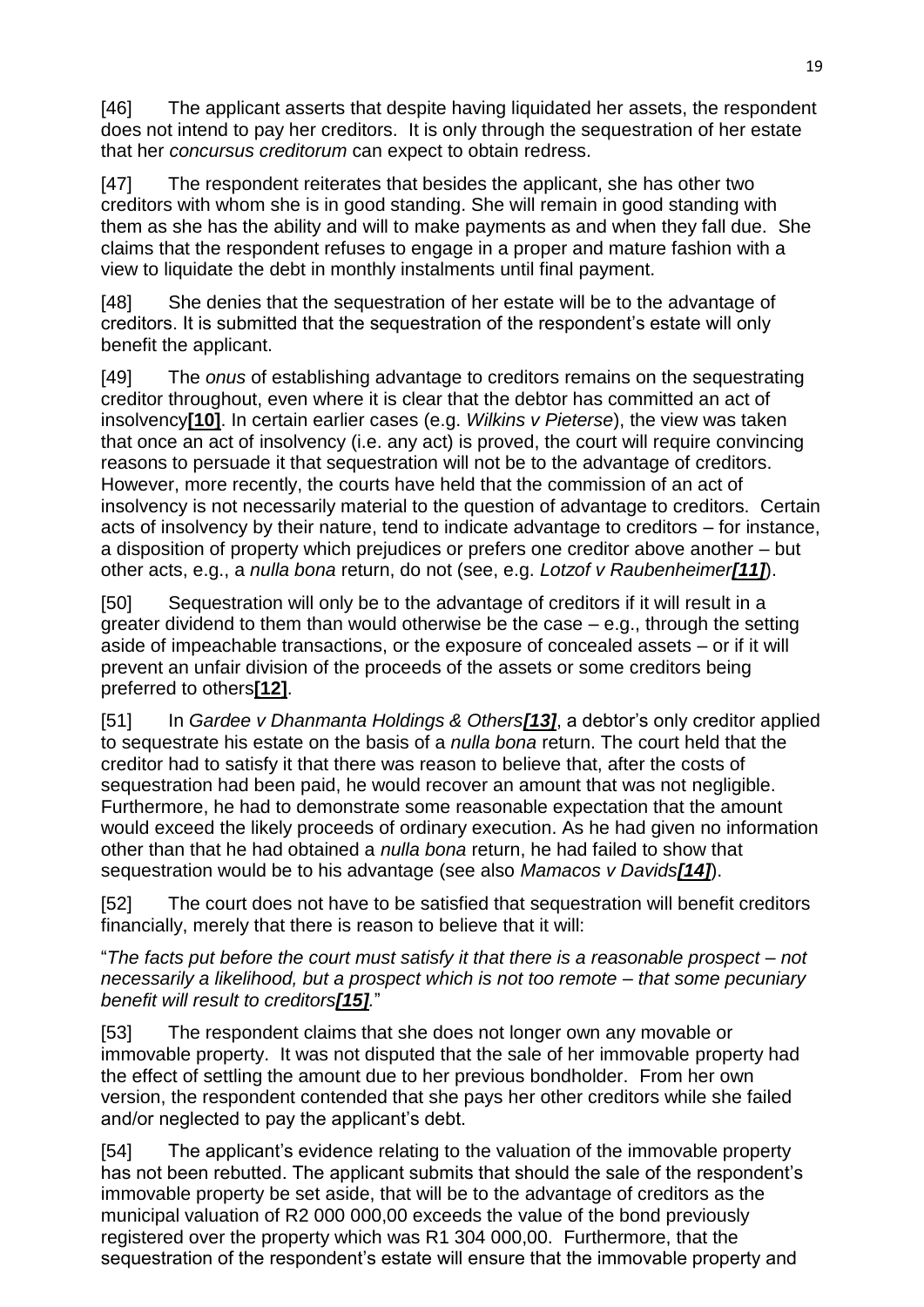[46] The applicant asserts that despite having liquidated her assets, the respondent does not intend to pay her creditors. It is only through the sequestration of her estate that her *concursus creditorum* can expect to obtain redress.

[47] The respondent reiterates that besides the applicant, she has other two creditors with whom she is in good standing. She will remain in good standing with them as she has the ability and will to make payments as and when they fall due. She claims that the respondent refuses to engage in a proper and mature fashion with a view to liquidate the debt in monthly instalments until final payment.

[48] She denies that the sequestration of her estate will be to the advantage of creditors. It is submitted that the sequestration of the respondent's estate will only benefit the applicant.

[49] The *onus* of establishing advantage to creditors remains on the sequestrating creditor throughout, even where it is clear that the debtor has committed an act of insolvency**[10]**. In certain earlier cases (e.g. *Wilkins v Pieterse*), the view was taken that once an act of insolvency (i.e. any act) is proved, the court will require convincing reasons to persuade it that sequestration will not be to the advantage of creditors. However, more recently, the courts have held that the commission of an act of insolvency is not necessarily material to the question of advantage to creditors. Certain acts of insolvency by their nature, tend to indicate advantage to creditors – for instance, a disposition of property which prejudices or prefers one creditor above another – but other acts, e.g., a *nulla bona* return, do not (see, e.g. *Lotzof v Raubenheimer**[11]***).

[50] Sequestration will only be to the advantage of creditors if it will result in a greater dividend to them than would otherwise be the case – e.g., through the setting aside of impeachable transactions, or the exposure of concealed assets – or if it will prevent an unfair division of the proceeds of the assets or some creditors being preferred to others**[12]**.

[51] In *Gardee v Dhanmanta Holdings & Others**[13]***, a debtor's only creditor applied to sequestrate his estate on the basis of a *nulla bona* return. The court held that the creditor had to satisfy it that there was reason to believe that, after the costs of sequestration had been paid, he would recover an amount that was not negligible. Furthermore, he had to demonstrate some reasonable expectation that the amount would exceed the likely proceeds of ordinary execution. As he had given no information other than that he had obtained a *nulla bona* return, he had failed to show that sequestration would be to his advantage (see also *Mamacos v Davids**[14]***).

[52] The court does not have to be satisfied that sequestration will benefit creditors financially, merely that there is reason to believe that it will:

"*The facts put before the court must satisfy it that there is a reasonable prospect – not necessarily a likelihood, but a prospect which is not too remote – that some pecuniary benefit will result to creditors**[15]**.*"

[53] The respondent claims that she does not longer own any movable or immovable property. It was not disputed that the sale of her immovable property had the effect of settling the amount due to her previous bondholder. From her own version, the respondent contended that she pays her other creditors while she failed and/or neglected to pay the applicant's debt.

[54] The applicant's evidence relating to the valuation of the immovable property has not been rebutted. The applicant submits that should the sale of the respondent's immovable property be set aside, that will be to the advantage of creditors as the municipal valuation of R2 000 000,00 exceeds the value of the bond previously registered over the property which was R1 304 000,00. Furthermore, that the sequestration of the respondent's estate will ensure that the immovable property and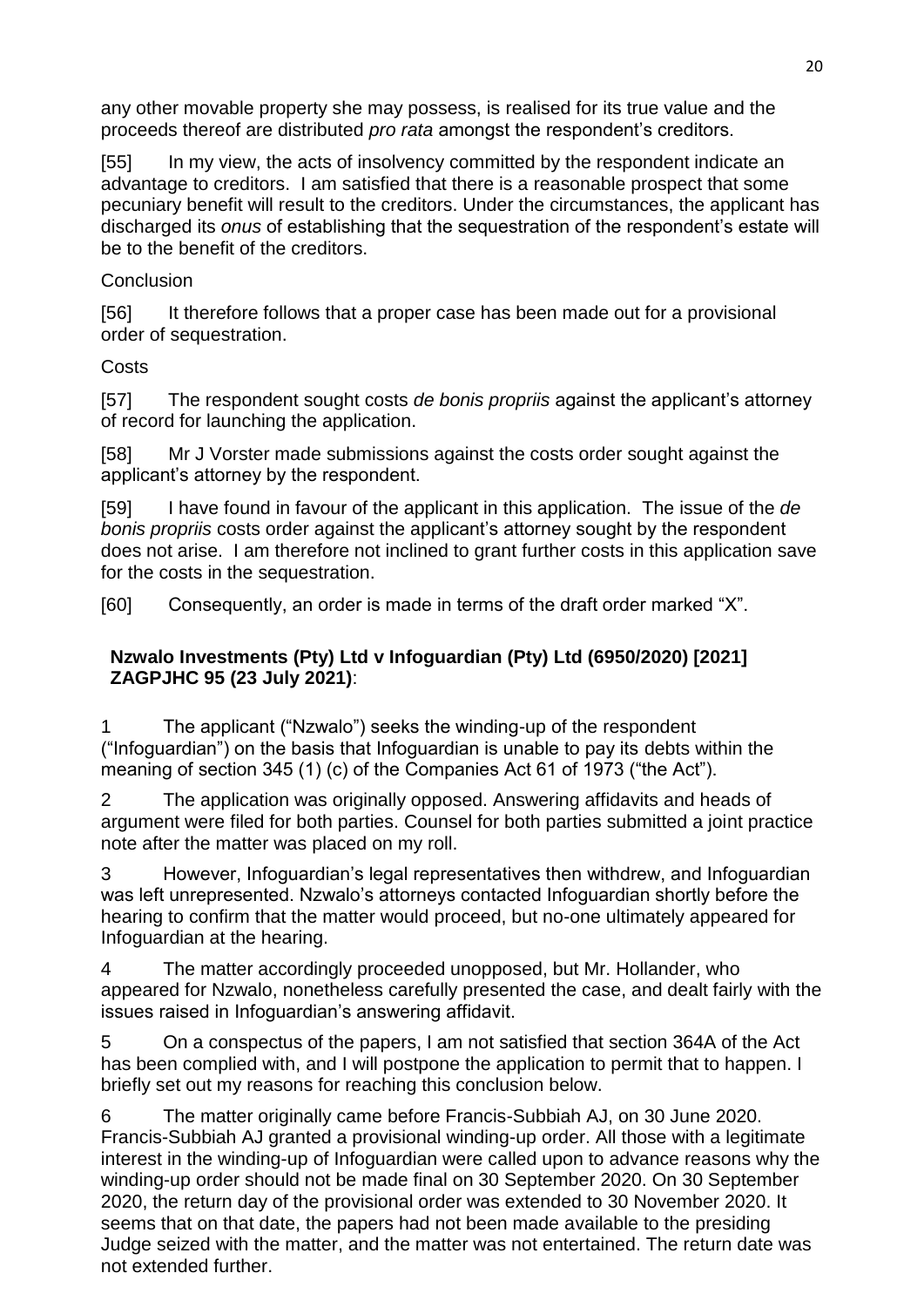any other movable property she may possess, is realised for its true value and the proceeds thereof are distributed *pro rata* amongst the respondent's creditors.

[55] In my view, the acts of insolvency committed by the respondent indicate an advantage to creditors. I am satisfied that there is a reasonable prospect that some pecuniary benefit will result to the creditors. Under the circumstances, the applicant has discharged its *onus* of establishing that the sequestration of the respondent's estate will be to the benefit of the creditors.

Conclusion

[56] It therefore follows that a proper case has been made out for a provisional order of sequestration.

Costs

[57] The respondent sought costs *de bonis propriis* against the applicant's attorney of record for launching the application.

[58] Mr J Vorster made submissions against the costs order sought against the applicant's attorney by the respondent.

[59] I have found in favour of the applicant in this application. The issue of the *de bonis propriis* costs order against the applicant's attorney sought by the respondent does not arise. I am therefore not inclined to grant further costs in this application save for the costs in the sequestration.

[60] Consequently, an order is made in terms of the draft order marked "X".

**Nzwalo Investments (Pty) Ltd v Infoguardian (Pty) Ltd (6950/2020) [2021] ZAGPJHC 95 (23 July 2021)**:

1 The applicant ("Nzwalo") seeks the winding-up of the respondent ("Infoguardian") on the basis that Infoguardian is unable to pay its debts within the meaning of section 345 (1) (c) of the Companies Act 61 of 1973 ("the Act").

2 The application was originally opposed. Answering affidavits and heads of argument were filed for both parties. Counsel for both parties submitted a joint practice note after the matter was placed on my roll.

3 However, Infoguardian's legal representatives then withdrew, and Infoguardian was left unrepresented. Nzwalo's attorneys contacted Infoguardian shortly before the hearing to confirm that the matter would proceed, but no-one ultimately appeared for Infoguardian at the hearing.

4 The matter accordingly proceeded unopposed, but Mr. Hollander, who appeared for Nzwalo, nonetheless carefully presented the case, and dealt fairly with the issues raised in Infoguardian's answering affidavit.

5 On a conspectus of the papers, I am not satisfied that section 364A of the Act has been complied with, and I will postpone the application to permit that to happen. I briefly set out my reasons for reaching this conclusion below.

6 The matter originally came before Francis-Subbiah AJ, on 30 June 2020. Francis-Subbiah AJ granted a provisional winding-up order. All those with a legitimate interest in the winding-up of Infoguardian were called upon to advance reasons why the winding-up order should not be made final on 30 September 2020. On 30 September 2020, the return day of the provisional order was extended to 30 November 2020. It seems that on that date, the papers had not been made available to the presiding Judge seized with the matter, and the matter was not entertained. The return date was not extended further.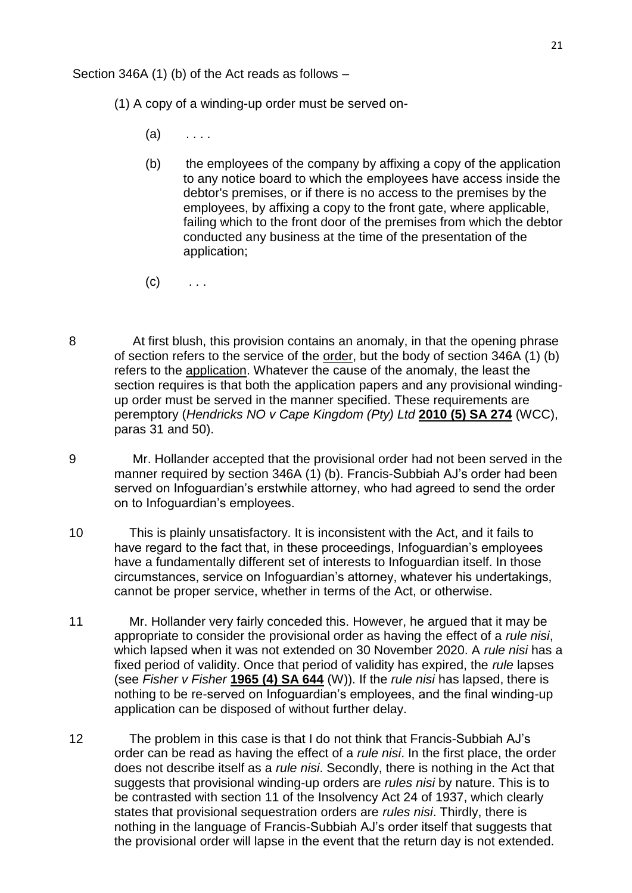Section 346A (1) (b) of the Act reads as follows –

(1) A copy of a winding-up order must be served on-

(a) . . . .

(b) the employees of the company by affixing a copy of the application to any notice board to which the employees have access inside the debtor's premises, or if there is no access to the premises by the employees, by affixing a copy to the front gate, where applicable, failing which to the front door of the premises from which the debtor conducted any business at the time of the presentation of the application;

(c) . . .

8 At first blush, this provision contains an anomaly, in that the opening phrase of section refers to the service of the order, but the body of section 346A (1) (b) refers to the application. Whatever the cause of the anomaly, the least the section requires is that both the application papers and any provisional winding-up order must be served in the manner specified. These requirements are peremptory (*Hendricks NO v Cape Kingdom (Pty) Ltd* **2010 (5) SA 274** (WCC), paras 31 and 50).

9 Mr. Hollander accepted that the provisional order had not been served in the manner required by section 346A (1) (b). Francis-Subbiah AJ's order had been served on Infoguardian's erstwhile attorney, who had agreed to send the order on to Infoguardian's employees.

10 This is plainly unsatisfactory. It is inconsistent with the Act, and it fails to have regard to the fact that, in these proceedings, Infoguardian's employees have a fundamentally different set of interests to Infoguardian itself. In those circumstances, service on Infoguardian's attorney, whatever his undertakings, cannot be proper service, whether in terms of the Act, or otherwise.

11 Mr. Hollander very fairly conceded this. However, he argued that it may be appropriate to consider the provisional order as having the effect of a *rule nisi*, which lapsed when it was not extended on 30 November 2020. A *rule nisi* has a fixed period of validity. Once that period of validity has expired, the *rule* lapses (see *Fisher v Fisher* **1965 (4) SA 644** (W)). If the *rule nisi* has lapsed, there is nothing to be re-served on Infoguardian's employees, and the final winding-up application can be disposed of without further delay.

12 The problem in this case is that I do not think that Francis-Subbiah AJ's order can be read as having the effect of a *rule nisi*. In the first place, the order does not describe itself as a *rule nisi*. Secondly, there is nothing in the Act that suggests that provisional winding-up orders are *rules nisi* by nature. This is to be contrasted with section 11 of the Insolvency Act 24 of 1937, which clearly states that provisional sequestration orders are *rules nisi*. Thirdly, there is nothing in the language of Francis-Subbiah AJ's order itself that suggests that the provisional order will lapse in the event that the return day is not extended.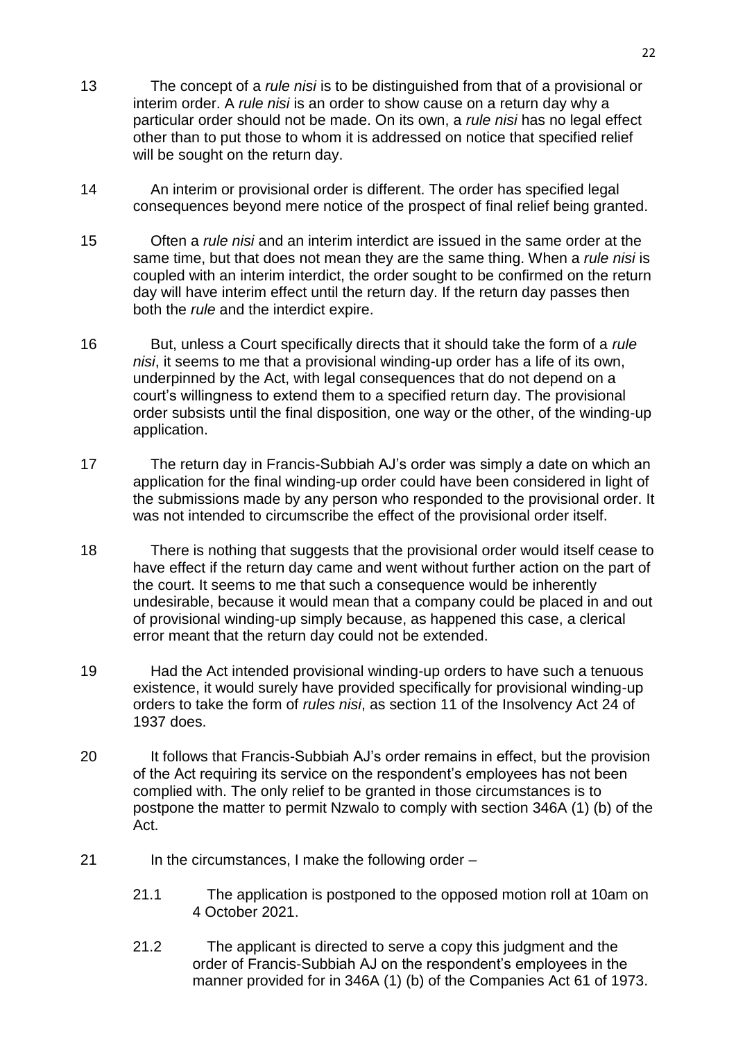13 The concept of a *rule nisi* is to be distinguished from that of a provisional or interim order. A *rule nisi* is an order to show cause on a return day why a particular order should not be made. On its own, a *rule nisi* has no legal effect other than to put those to whom it is addressed on notice that specified relief will be sought on the return day.

14 An interim or provisional order is different. The order has specified legal consequences beyond mere notice of the prospect of final relief being granted.

15 Often a *rule nisi* and an interim interdict are issued in the same order at the same time, but that does not mean they are the same thing. When a *rule nisi* is coupled with an interim interdict, the order sought to be confirmed on the return day will have interim effect until the return day. If the return day passes then both the *rule* and the interdict expire.

16 But, unless a Court specifically directs that it should take the form of a *rule nisi*, it seems to me that a provisional winding-up order has a life of its own, underpinned by the Act, with legal consequences that do not depend on a court's willingness to extend them to a specified return day. The provisional order subsists until the final disposition, one way or the other, of the winding-up application.

17 The return day in Francis-Subbiah AJ's order was simply a date on which an application for the final winding-up order could have been considered in light of the submissions made by any person who responded to the provisional order. It was not intended to circumscribe the effect of the provisional order itself.

18 There is nothing that suggests that the provisional order would itself cease to have effect if the return day came and went without further action on the part of the court. It seems to me that such a consequence would be inherently undesirable, because it would mean that a company could be placed in and out of provisional winding-up simply because, as happened this case, a clerical error meant that the return day could not be extended.

19 Had the Act intended provisional winding-up orders to have such a tenuous existence, it would surely have provided specifically for provisional winding-up orders to take the form of *rules nisi*, as section 11 of the Insolvency Act 24 of 1937 does.

20 It follows that Francis-Subbiah AJ's order remains in effect, but the provision of the Act requiring its service on the respondent's employees has not been complied with. The only relief to be granted in those circumstances is to postpone the matter to permit Nzwalo to comply with section 346A (1) (b) of the Act.

21 In the circumstances, I make the following order –

21.1 The application is postponed to the opposed motion roll at 10am on 4 October 2021.

21.2 The applicant is directed to serve a copy this judgment and the order of Francis-Subbiah AJ on the respondent's employees in the manner provided for in 346A (1) (b) of the Companies Act 61 of 1973.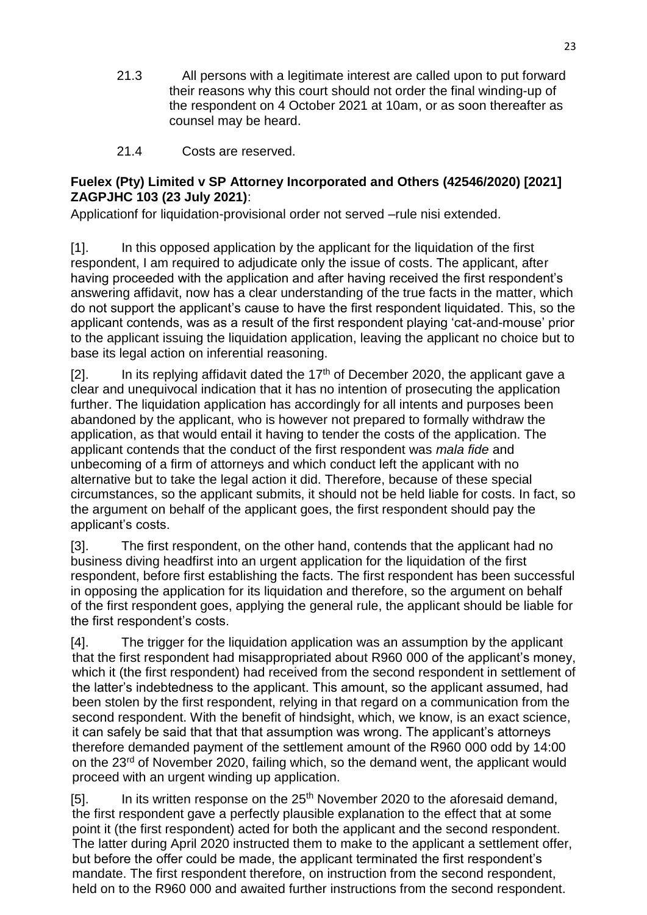21.3 All persons with a legitimate interest are called upon to put forward their reasons why this court should not order the final winding-up of the respondent on 4 October 2021 at 10am, or as soon thereafter as counsel may be heard.

21.4 Costs are reserved.

**Fuelex (Pty) Limited v SP Attorney Incorporated and Others (42546/2020) [2021] ZAGPJHC 103 (23 July 2021)**:

Applicationf for liquidation-provisional order not served –rule nisi extended.

[1]. In this opposed application by the applicant for the liquidation of the first respondent, I am required to adjudicate only the issue of costs. The applicant, after having proceeded with the application and after having received the first respondent's answering affidavit, now has a clear understanding of the true facts in the matter, which do not support the applicant's cause to have the first respondent liquidated. This, so the applicant contends, was as a result of the first respondent playing 'cat-and-mouse' prior to the applicant issuing the liquidation application, leaving the applicant no choice but to base its legal action on inferential reasoning.

[2]. In its replying affidavit dated the 17th of December 2020, the applicant gave a clear and unequivocal indication that it has no intention of prosecuting the application further. The liquidation application has accordingly for all intents and purposes been abandoned by the applicant, who is however not prepared to formally withdraw the application, as that would entail it having to tender the costs of the application. The applicant contends that the conduct of the first respondent was *mala fide* and unbecoming of a firm of attorneys and which conduct left the applicant with no alternative but to take the legal action it did. Therefore, because of these special circumstances, so the applicant submits, it should not be held liable for costs. In fact, so the argument on behalf of the applicant goes, the first respondent should pay the applicant's costs.

[3]. The first respondent, on the other hand, contends that the applicant had no business diving headfirst into an urgent application for the liquidation of the first respondent, before first establishing the facts. The first respondent has been successful in opposing the application for its liquidation and therefore, so the argument on behalf of the first respondent goes, applying the general rule, the applicant should be liable for the first respondent's costs.

[4]. The trigger for the liquidation application was an assumption by the applicant that the first respondent had misappropriated about R960 000 of the applicant's money, which it (the first respondent) had received from the second respondent in settlement of the latter's indebtedness to the applicant. This amount, so the applicant assumed, had been stolen by the first respondent, relying in that regard on a communication from the second respondent. With the benefit of hindsight, which, we know, is an exact science, it can safely be said that that that assumption was wrong. The applicant's attorneys therefore demanded payment of the settlement amount of the R960 000 odd by 14:00 on the 23rd of November 2020, failing which, so the demand went, the applicant would proceed with an urgent winding up application.

[5]. In its written response on the 25th November 2020 to the aforesaid demand, the first respondent gave a perfectly plausible explanation to the effect that at some point it (the first respondent) acted for both the applicant and the second respondent. The latter during April 2020 instructed them to make to the applicant a settlement offer, but before the offer could be made, the applicant terminated the first respondent's mandate. The first respondent therefore, on instruction from the second respondent, held on to the R960 000 and awaited further instructions from the second respondent.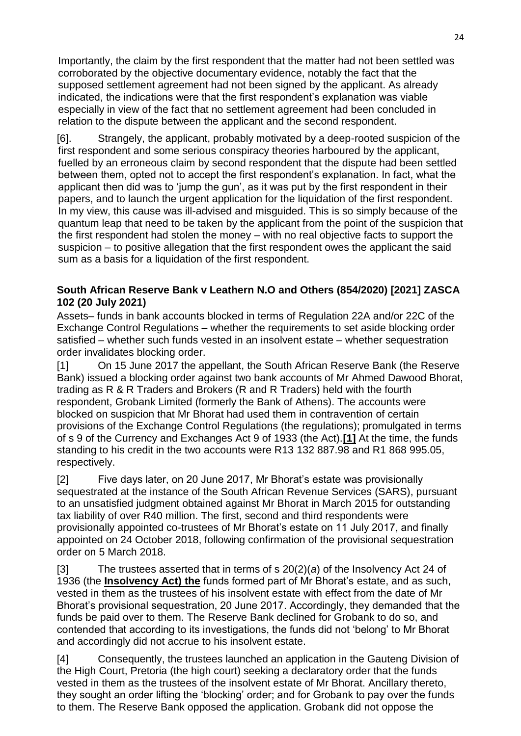Importantly, the claim by the first respondent that the matter had not been settled was corroborated by the objective documentary evidence, notably the fact that the supposed settlement agreement had not been signed by the applicant. As already indicated, the indications were that the first respondent's explanation was viable especially in view of the fact that no settlement agreement had been concluded in relation to the dispute between the applicant and the second respondent.

[6]. Strangely, the applicant, probably motivated by a deep-rooted suspicion of the first respondent and some serious conspiracy theories harboured by the applicant, fuelled by an erroneous claim by second respondent that the dispute had been settled between them, opted not to accept the first respondent's explanation. In fact, what the applicant then did was to 'jump the gun', as it was put by the first respondent in their papers, and to launch the urgent application for the liquidation of the first respondent. In my view, this cause was ill-advised and misguided. This is so simply because of the quantum leap that need to be taken by the applicant from the point of the suspicion that the first respondent had stolen the money – with no real objective facts to support the suspicion – to positive allegation that the first respondent owes the applicant the said sum as a basis for a liquidation of the first respondent.

**South African Reserve Bank v Leathern N.O and Others (854/2020) [2021] ZASCA 102 (20 July 2021)**

Assets– funds in bank accounts blocked in terms of Regulation 22A and/or 22C of the Exchange Control Regulations – whether the requirements to set aside blocking order satisfied – whether such funds vested in an insolvent estate – whether sequestration order invalidates blocking order.

[1] On 15 June 2017 the appellant, the South African Reserve Bank (the Reserve Bank) issued a blocking order against two bank accounts of Mr Ahmed Dawood Bhorat, trading as R & R Traders and Brokers (R and R Traders) held with the fourth respondent, Grobank Limited (formerly the Bank of Athens). The accounts were blocked on suspicion that Mr Bhorat had used them in contravention of certain provisions of the Exchange Control Regulations (the regulations); promulgated in terms of s 9 of the Currency and Exchanges Act 9 of 1933 (the Act).**[1]** At the time, the funds standing to his credit in the two accounts were R13 132 887.98 and R1 868 995.05, respectively.

[2] Five days later, on 20 June 2017, Mr Bhorat's estate was provisionally sequestrated at the instance of the South African Revenue Services (SARS), pursuant to an unsatisfied judgment obtained against Mr Bhorat in March 2015 for outstanding tax liability of over R40 million. The first, second and third respondents were provisionally appointed co-trustees of Mr Bhorat's estate on 11 July 2017, and finally appointed on 24 October 2018, following confirmation of the provisional sequestration order on 5 March 2018.

[3] The trustees asserted that in terms of s 20(2)(*a*) of the Insolvency Act 24 of 1936 (the **Insolvency Act) the** funds formed part of Mr Bhorat's estate, and as such, vested in them as the trustees of his insolvent estate with effect from the date of Mr Bhorat's provisional sequestration, 20 June 2017. Accordingly, they demanded that the funds be paid over to them. The Reserve Bank declined for Grobank to do so, and contended that according to its investigations, the funds did not 'belong' to Mr Bhorat and accordingly did not accrue to his insolvent estate.

[4] Consequently, the trustees launched an application in the Gauteng Division of the High Court, Pretoria (the high court) seeking a declaratory order that the funds vested in them as the trustees of the insolvent estate of Mr Bhorat. Ancillary thereto, they sought an order lifting the 'blocking' order; and for Grobank to pay over the funds to them. The Reserve Bank opposed the application. Grobank did not oppose the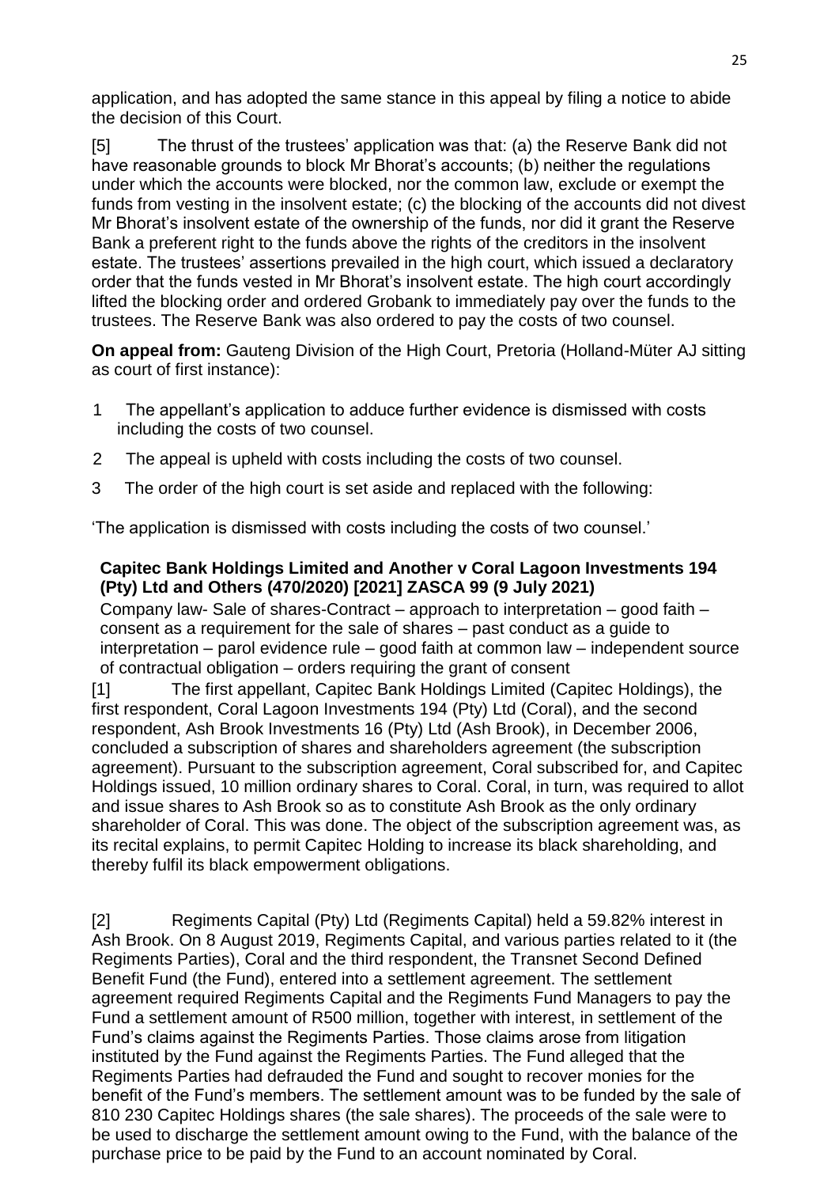application, and has adopted the same stance in this appeal by filing a notice to abide the decision of this Court.

[5] The thrust of the trustees' application was that: (a) the Reserve Bank did not have reasonable grounds to block Mr Bhorat's accounts; (b) neither the regulations under which the accounts were blocked, nor the common law, exclude or exempt the funds from vesting in the insolvent estate; (c) the blocking of the accounts did not divest Mr Bhorat's insolvent estate of the ownership of the funds, nor did it grant the Reserve Bank a preferent right to the funds above the rights of the creditors in the insolvent estate. The trustees' assertions prevailed in the high court, which issued a declaratory order that the funds vested in Mr Bhorat's insolvent estate. The high court accordingly lifted the blocking order and ordered Grobank to immediately pay over the funds to the trustees. The Reserve Bank was also ordered to pay the costs of two counsel.

**On appeal from:** Gauteng Division of the High Court, Pretoria (Holland-Müter AJ sitting as court of first instance):

1. The appellant's application to adduce further evidence is dismissed with costs including the costs of two counsel.
2. The appeal is upheld with costs including the costs of two counsel.
3. The order of the high court is set aside and replaced with the following:

'The application is dismissed with costs including the costs of two counsel.'

**Capitec Bank Holdings Limited and Another v Coral Lagoon Investments 194 (Pty) Ltd and Others (470/2020) [2021] ZASCA 99 (9 July 2021)**

Company law- Sale of shares-Contract – approach to interpretation – good faith – consent as a requirement for the sale of shares – past conduct as a guide to interpretation – parol evidence rule – good faith at common law – independent source of contractual obligation – orders requiring the grant of consent

[1] The first appellant, Capitec Bank Holdings Limited (Capitec Holdings), the first respondent, Coral Lagoon Investments 194 (Pty) Ltd (Coral), and the second respondent, Ash Brook Investments 16 (Pty) Ltd (Ash Brook), in December 2006, concluded a subscription of shares and shareholders agreement (the subscription agreement). Pursuant to the subscription agreement, Coral subscribed for, and Capitec Holdings issued, 10 million ordinary shares to Coral. Coral, in turn, was required to allot and issue shares to Ash Brook so as to constitute Ash Brook as the only ordinary shareholder of Coral. This was done. The object of the subscription agreement was, as its recital explains, to permit Capitec Holding to increase its black shareholding, and thereby fulfil its black empowerment obligations.

[2] Regiments Capital (Pty) Ltd (Regiments Capital) held a 59.82% interest in Ash Brook. On 8 August 2019, Regiments Capital, and various parties related to it (the Regiments Parties), Coral and the third respondent, the Transnet Second Defined Benefit Fund (the Fund), entered into a settlement agreement. The settlement agreement required Regiments Capital and the Regiments Fund Managers to pay the Fund a settlement amount of R500 million, together with interest, in settlement of the Fund's claims against the Regiments Parties. Those claims arose from litigation instituted by the Fund against the Regiments Parties. The Fund alleged that the Regiments Parties had defrauded the Fund and sought to recover monies for the benefit of the Fund's members. The settlement amount was to be funded by the sale of 810 230 Capitec Holdings shares (the sale shares). The proceeds of the sale were to be used to discharge the settlement amount owing to the Fund, with the balance of the purchase price to be paid by the Fund to an account nominated by Coral.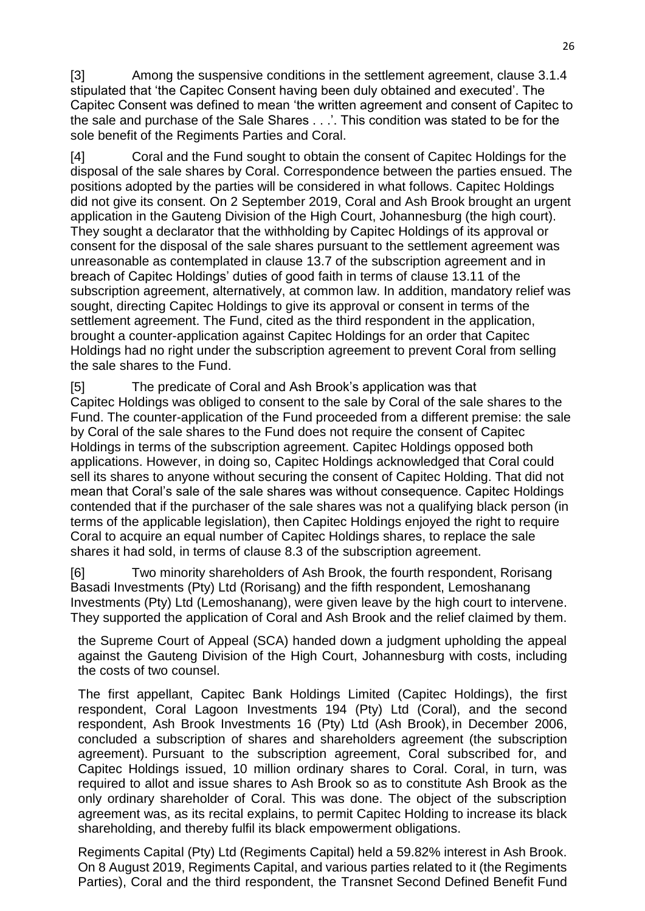[3] Among the suspensive conditions in the settlement agreement, clause 3.1.4 stipulated that 'the Capitec Consent having been duly obtained and executed'. The Capitec Consent was defined to mean 'the written agreement and consent of Capitec to the sale and purchase of the Sale Shares . . .'. This condition was stated to be for the sole benefit of the Regiments Parties and Coral.

[4] Coral and the Fund sought to obtain the consent of Capitec Holdings for the disposal of the sale shares by Coral. Correspondence between the parties ensued. The positions adopted by the parties will be considered in what follows. Capitec Holdings did not give its consent. On 2 September 2019, Coral and Ash Brook brought an urgent application in the Gauteng Division of the High Court, Johannesburg (the high court). They sought a declarator that the withholding by Capitec Holdings of its approval or consent for the disposal of the sale shares pursuant to the settlement agreement was unreasonable as contemplated in clause 13.7 of the subscription agreement and in breach of Capitec Holdings' duties of good faith in terms of clause 13.11 of the subscription agreement, alternatively, at common law. In addition, mandatory relief was sought, directing Capitec Holdings to give its approval or consent in terms of the settlement agreement. The Fund, cited as the third respondent in the application, brought a counter-application against Capitec Holdings for an order that Capitec Holdings had no right under the subscription agreement to prevent Coral from selling the sale shares to the Fund.

[5] The predicate of Coral and Ash Brook's application was that Capitec Holdings was obliged to consent to the sale by Coral of the sale shares to the Fund. The counter-application of the Fund proceeded from a different premise: the sale by Coral of the sale shares to the Fund does not require the consent of Capitec Holdings in terms of the subscription agreement. Capitec Holdings opposed both applications. However, in doing so, Capitec Holdings acknowledged that Coral could sell its shares to anyone without securing the consent of Capitec Holding. That did not mean that Coral's sale of the sale shares was without consequence. Capitec Holdings contended that if the purchaser of the sale shares was not a qualifying black person (in terms of the applicable legislation), then Capitec Holdings enjoyed the right to require Coral to acquire an equal number of Capitec Holdings shares, to replace the sale shares it had sold, in terms of clause 8.3 of the subscription agreement.

[6] Two minority shareholders of Ash Brook, the fourth respondent, Rorisang Basadi Investments (Pty) Ltd (Rorisang) and the fifth respondent, Lemoshanang Investments (Pty) Ltd (Lemoshanang), were given leave by the high court to intervene. They supported the application of Coral and Ash Brook and the relief claimed by them.

the Supreme Court of Appeal (SCA) handed down a judgment upholding the appeal against the Gauteng Division of the High Court, Johannesburg with costs, including the costs of two counsel.

The first appellant, Capitec Bank Holdings Limited (Capitec Holdings), the first respondent, Coral Lagoon Investments 194 (Pty) Ltd (Coral), and the second respondent, Ash Brook Investments 16 (Pty) Ltd (Ash Brook), in December 2006, concluded a subscription of shares and shareholders agreement (the subscription agreement). Pursuant to the subscription agreement, Coral subscribed for, and Capitec Holdings issued, 10 million ordinary shares to Coral. Coral, in turn, was required to allot and issue shares to Ash Brook so as to constitute Ash Brook as the only ordinary shareholder of Coral. This was done. The object of the subscription agreement was, as its recital explains, to permit Capitec Holding to increase its black shareholding, and thereby fulfil its black empowerment obligations.

Regiments Capital (Pty) Ltd (Regiments Capital) held a 59.82% interest in Ash Brook. On 8 August 2019, Regiments Capital, and various parties related to it (the Regiments Parties), Coral and the third respondent, the Transnet Second Defined Benefit Fund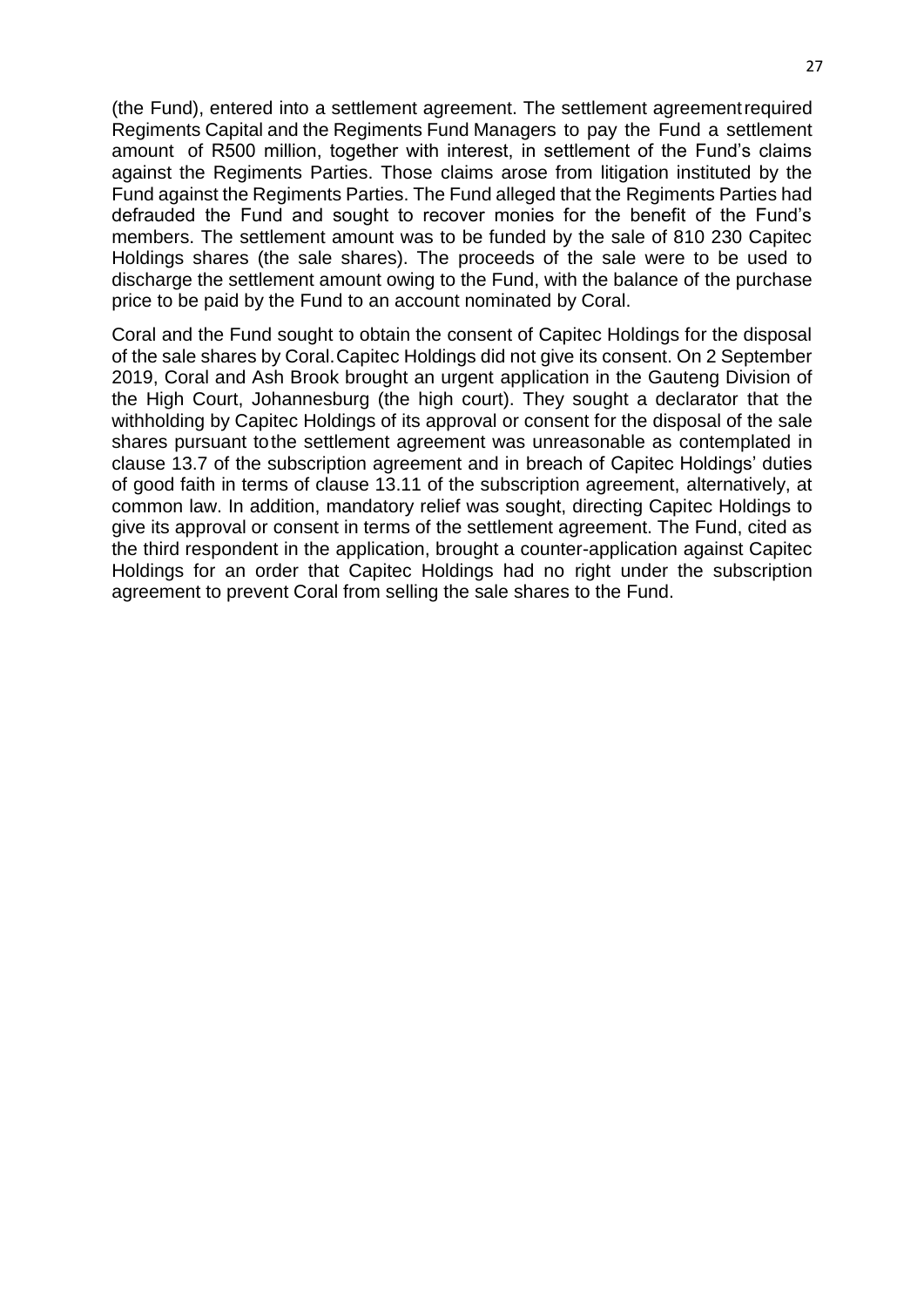(the Fund), entered into a settlement agreement. The settlement agreement required Regiments Capital and the Regiments Fund Managers to pay the Fund a settlement amount of R500 million, together with interest, in settlement of the Fund's claims against the Regiments Parties. Those claims arose from litigation instituted by the Fund against the Regiments Parties. The Fund alleged that the Regiments Parties had defrauded the Fund and sought to recover monies for the benefit of the Fund's members. The settlement amount was to be funded by the sale of 810 230 Capitec Holdings shares (the sale shares). The proceeds of the sale were to be used to discharge the settlement amount owing to the Fund, with the balance of the purchase price to be paid by the Fund to an account nominated by Coral.

Coral and the Fund sought to obtain the consent of Capitec Holdings for the disposal of the sale shares by Coral. Capitec Holdings did not give its consent. On 2 September 2019, Coral and Ash Brook brought an urgent application in the Gauteng Division of the High Court, Johannesburg (the high court). They sought a declarator that the withholding by Capitec Holdings of its approval or consent for the disposal of the sale shares pursuant to the settlement agreement was unreasonable as contemplated in clause 13.7 of the subscription agreement and in breach of Capitec Holdings' duties of good faith in terms of clause 13.11 of the subscription agreement, alternatively, at common law. In addition, mandatory relief was sought, directing Capitec Holdings to give its approval or consent in terms of the settlement agreement. The Fund, cited as the third respondent in the application, brought a counter-application against Capitec Holdings for an order that Capitec Holdings had no right under the subscription agreement to prevent Coral from selling the sale shares to the Fund.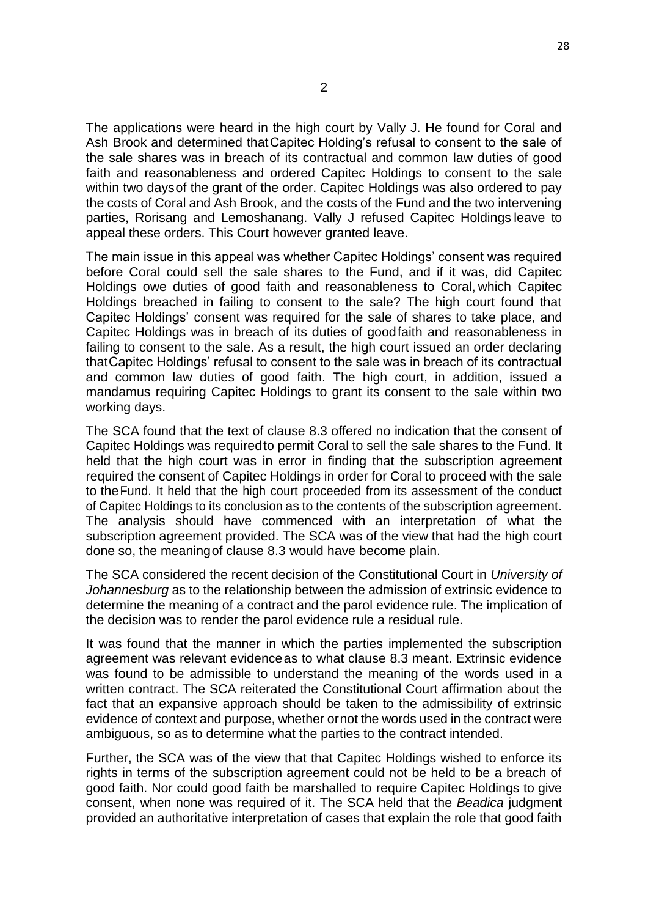The applications were heard in the high court by Vally J. He found for Coral and Ash Brook and determined that Capitec Holding's refusal to consent to the sale of the sale shares was in breach of its contractual and common law duties of good faith and reasonableness and ordered Capitec Holdings to consent to the sale within two days of the grant of the order. Capitec Holdings was also ordered to pay the costs of Coral and Ash Brook, and the costs of the Fund and the two intervening parties, Rorisang and Lemoshanang. Vally J refused Capitec Holdings leave to appeal these orders. This Court however granted leave.

The main issue in this appeal was whether Capitec Holdings' consent was required before Coral could sell the sale shares to the Fund, and if it was, did Capitec Holdings owe duties of good faith and reasonableness to Coral, which Capitec Holdings breached in failing to consent to the sale? The high court found that Capitec Holdings' consent was required for the sale of shares to take place, and Capitec Holdings was in breach of its duties of good faith and reasonableness in failing to consent to the sale. As a result, the high court issued an order declaring that Capitec Holdings' refusal to consent to the sale was in breach of its contractual and common law duties of good faith. The high court, in addition, issued a mandamus requiring Capitec Holdings to grant its consent to the sale within two working days.

The SCA found that the text of clause 8.3 offered no indication that the consent of Capitec Holdings was required to permit Coral to sell the sale shares to the Fund. It held that the high court was in error in finding that the subscription agreement required the consent of Capitec Holdings in order for Coral to proceed with the sale to the Fund. It held that the high court proceeded from its assessment of the conduct of Capitec Holdings to its conclusion as to the contents of the subscription agreement. The analysis should have commenced with an interpretation of what the subscription agreement provided. The SCA was of the view that had the high court done so, the meaning of clause 8.3 would have become plain.

The SCA considered the recent decision of the Constitutional Court in *University of Johannesburg* as to the relationship between the admission of extrinsic evidence to determine the meaning of a contract and the parol evidence rule. The implication of the decision was to render the parol evidence rule a residual rule.

It was found that the manner in which the parties implemented the subscription agreement was relevant evidence as to what clause 8.3 meant. Extrinsic evidence was found to be admissible to understand the meaning of the words used in a written contract. The SCA reiterated the Constitutional Court affirmation about the fact that an expansive approach should be taken to the admissibility of extrinsic evidence of context and purpose, whether or not the words used in the contract were ambiguous, so as to determine what the parties to the contract intended.

Further, the SCA was of the view that that Capitec Holdings wished to enforce its rights in terms of the subscription agreement could not be held to be a breach of good faith. Nor could good faith be marshalled to require Capitec Holdings to give consent, when none was required of it. The SCA held that the *Beadica* judgment provided an authoritative interpretation of cases that explain the role that good faith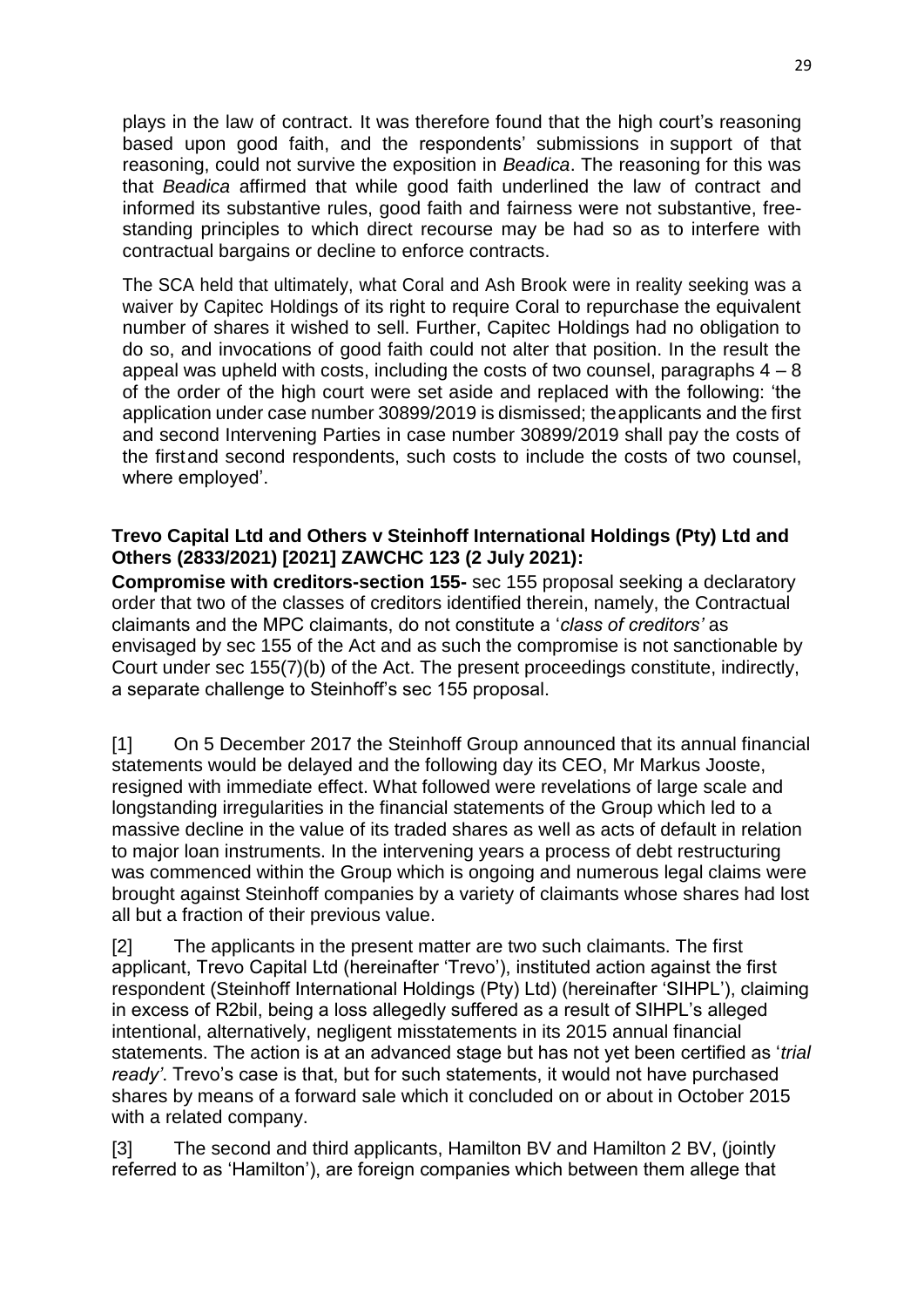plays in the law of contract. It was therefore found that the high court's reasoning based upon good faith, and the respondents' submissions in support of that reasoning, could not survive the exposition in *Beadica*. The reasoning for this was that *Beadica* affirmed that while good faith underlined the law of contract and informed its substantive rules, good faith and fairness were not substantive, free-standing principles to which direct recourse may be had so as to interfere with contractual bargains or decline to enforce contracts.

The SCA held that ultimately, what Coral and Ash Brook were in reality seeking was a waiver by Capitec Holdings of its right to require Coral to repurchase the equivalent number of shares it wished to sell. Further, Capitec Holdings had no obligation to do so, and invocations of good faith could not alter that position. In the result the appeal was upheld with costs, including the costs of two counsel, paragraphs 4 – 8 of the order of the high court were set aside and replaced with the following: 'the application under case number 30899/2019 is dismissed; the applicants and the first and second Intervening Parties in case number 30899/2019 shall pay the costs of the first and second respondents, such costs to include the costs of two counsel, where employed'.

**Trevo Capital Ltd and Others v Steinhoff International Holdings (Pty) Ltd and Others (2833/2021) [2021] ZAWCHC 123 (2 July 2021):**

**Compromise with creditors-section 155-** sec 155 proposal seeking a declaratory order that two of the classes of creditors identified therein, namely, the Contractual claimants and the MPC claimants, do not constitute a '*class of creditors'* as envisaged by sec 155 of the Act and as such the compromise is not sanctionable by Court under sec 155(7)(b) of the Act. The present proceedings constitute, indirectly, a separate challenge to Steinhoff's sec 155 proposal.

[1] On 5 December 2017 the Steinhoff Group announced that its annual financial statements would be delayed and the following day its CEO, Mr Markus Jooste, resigned with immediate effect. What followed were revelations of large scale and longstanding irregularities in the financial statements of the Group which led to a massive decline in the value of its traded shares as well as acts of default in relation to major loan instruments. In the intervening years a process of debt restructuring was commenced within the Group which is ongoing and numerous legal claims were brought against Steinhoff companies by a variety of claimants whose shares had lost all but a fraction of their previous value.

[2] The applicants in the present matter are two such claimants. The first applicant, Trevo Capital Ltd (hereinafter 'Trevo'), instituted action against the first respondent (Steinhoff International Holdings (Pty) Ltd) (hereinafter 'SIHPL'), claiming in excess of R2bil, being a loss allegedly suffered as a result of SIHPL's alleged intentional, alternatively, negligent misstatements in its 2015 annual financial statements. The action is at an advanced stage but has not yet been certified as '*trial ready'*. Trevo's case is that, but for such statements, it would not have purchased shares by means of a forward sale which it concluded on or about in October 2015 with a related company.

[3] The second and third applicants, Hamilton BV and Hamilton 2 BV, (jointly referred to as 'Hamilton'), are foreign companies which between them allege that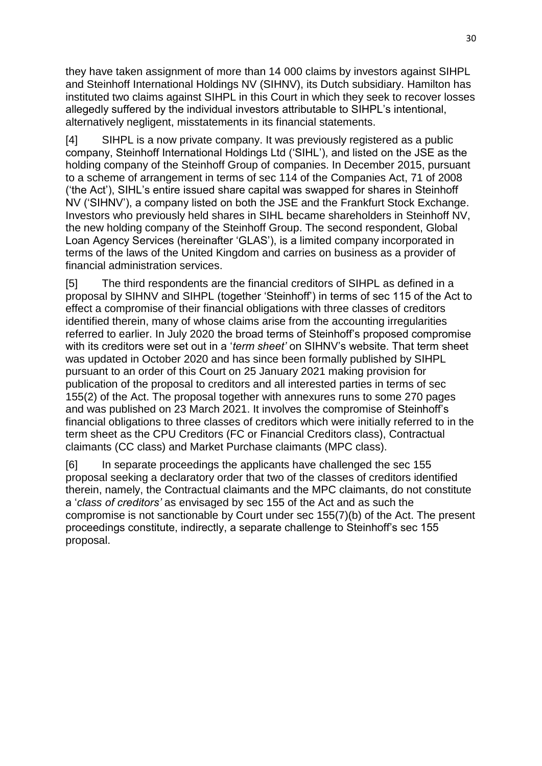they have taken assignment of more than 14 000 claims by investors against SIHPL and Steinhoff International Holdings NV (SIHNV), its Dutch subsidiary. Hamilton has instituted two claims against SIHPL in this Court in which they seek to recover losses allegedly suffered by the individual investors attributable to SIHPL's intentional, alternatively negligent, misstatements in its financial statements.

[4] SIHPL is a now private company. It was previously registered as a public company, Steinhoff International Holdings Ltd ('SIHL'), and listed on the JSE as the holding company of the Steinhoff Group of companies. In December 2015, pursuant to a scheme of arrangement in terms of sec 114 of the Companies Act, 71 of 2008 ('the Act'), SIHL's entire issued share capital was swapped for shares in Steinhoff NV ('SIHNV'), a company listed on both the JSE and the Frankfurt Stock Exchange. Investors who previously held shares in SIHL became shareholders in Steinhoff NV, the new holding company of the Steinhoff Group. The second respondent, Global Loan Agency Services (hereinafter 'GLAS'), is a limited company incorporated in terms of the laws of the United Kingdom and carries on business as a provider of financial administration services.

[5] The third respondents are the financial creditors of SIHPL as defined in a proposal by SIHNV and SIHPL (together 'Steinhoff') in terms of sec 115 of the Act to effect a compromise of their financial obligations with three classes of creditors identified therein, many of whose claims arise from the accounting irregularities referred to earlier. In July 2020 the broad terms of Steinhoff's proposed compromise with its creditors were set out in a '*term sheet'* on SIHNV's website. That term sheet was updated in October 2020 and has since been formally published by SIHPL pursuant to an order of this Court on 25 January 2021 making provision for publication of the proposal to creditors and all interested parties in terms of sec 155(2) of the Act. The proposal together with annexures runs to some 270 pages and was published on 23 March 2021. It involves the compromise of Steinhoff's financial obligations to three classes of creditors which were initially referred to in the term sheet as the CPU Creditors (FC or Financial Creditors class), Contractual claimants (CC class) and Market Purchase claimants (MPC class).

[6] In separate proceedings the applicants have challenged the sec 155 proposal seeking a declaratory order that two of the classes of creditors identified therein, namely, the Contractual claimants and the MPC claimants, do not constitute a '*class of creditors'* as envisaged by sec 155 of the Act and as such the compromise is not sanctionable by Court under sec 155(7)(b) of the Act. The present proceedings constitute, indirectly, a separate challenge to Steinhoff's sec 155 proposal.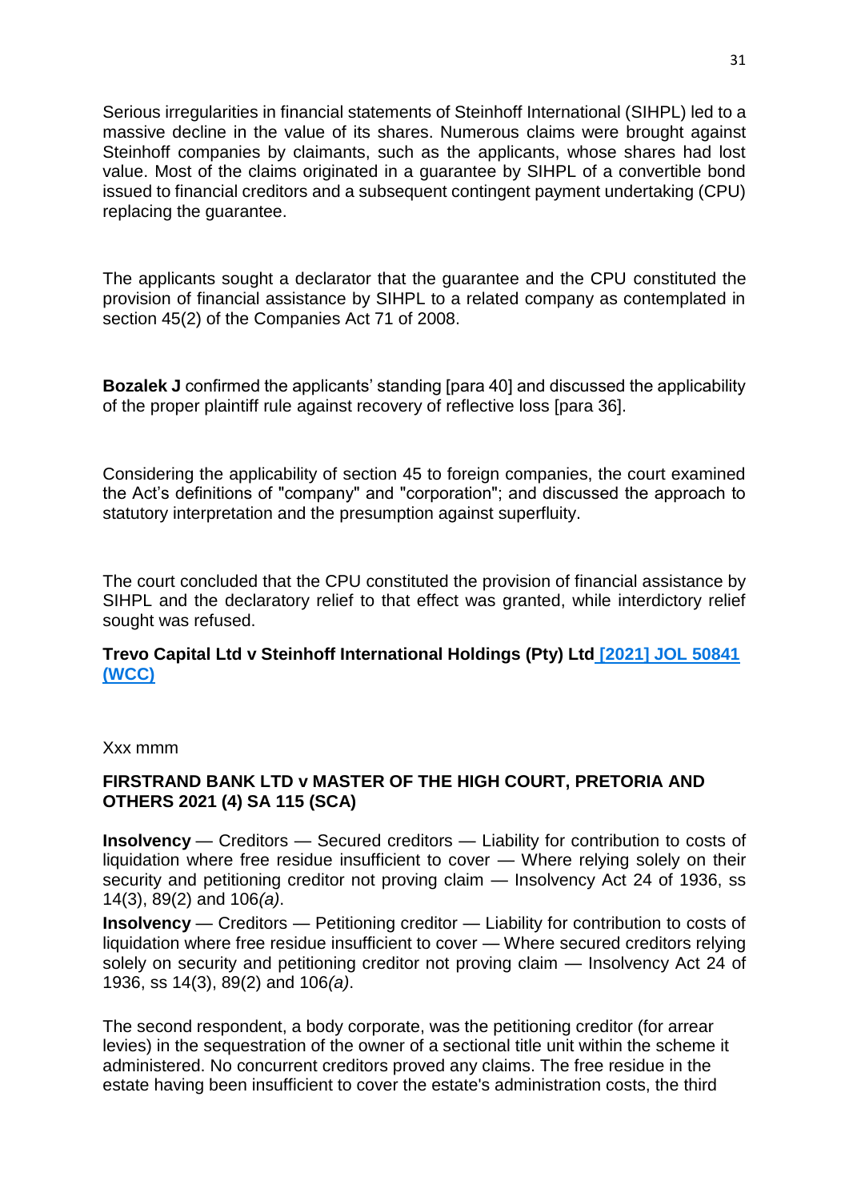Serious irregularities in financial statements of Steinhoff International (SIHPL) led to a massive decline in the value of its shares. Numerous claims were brought against Steinhoff companies by claimants, such as the applicants, whose shares had lost value. Most of the claims originated in a guarantee by SIHPL of a convertible bond issued to financial creditors and a subsequent contingent payment undertaking (CPU) replacing the guarantee.

The applicants sought a declarator that the guarantee and the CPU constituted the provision of financial assistance by SIHPL to a related company as contemplated in section 45(2) of the Companies Act 71 of 2008.

**Bozalek J** confirmed the applicants' standing [para 40] and discussed the applicability of the proper plaintiff rule against recovery of reflective loss [para 36].

Considering the applicability of section 45 to foreign companies, the court examined the Act's definitions of "company" and "corporation"; and discussed the approach to statutory interpretation and the presumption against superfluity.

The court concluded that the CPU constituted the provision of financial assistance by SIHPL and the declaratory relief to that effect was granted, while interdictory relief sought was refused.

**Trevo Capital Ltd v Steinhoff International Holdings (Pty) Ltd [2021] JOL 50841 (WCC)**

Xxx mmm

**FIRSTRAND BANK LTD v MASTER OF THE HIGH COURT, PRETORIA AND OTHERS 2021 (4) SA 115 (SCA)**

**Insolvency** — Creditors — Secured creditors — Liability for contribution to costs of liquidation where free residue insufficient to cover — Where relying solely on their security and petitioning creditor not proving claim — Insolvency Act 24 of 1936, ss 14(3), 89(2) and 106*(a)*.

**Insolvency** — Creditors — Petitioning creditor — Liability for contribution to costs of liquidation where free residue insufficient to cover — Where secured creditors relying solely on security and petitioning creditor not proving claim — Insolvency Act 24 of 1936, ss 14(3), 89(2) and 106*(a)*.

The second respondent, a body corporate, was the petitioning creditor (for arrear levies) in the sequestration of the owner of a sectional title unit within the scheme it administered. No concurrent creditors proved any claims. The free residue in the estate having been insufficient to cover the estate's administration costs, the third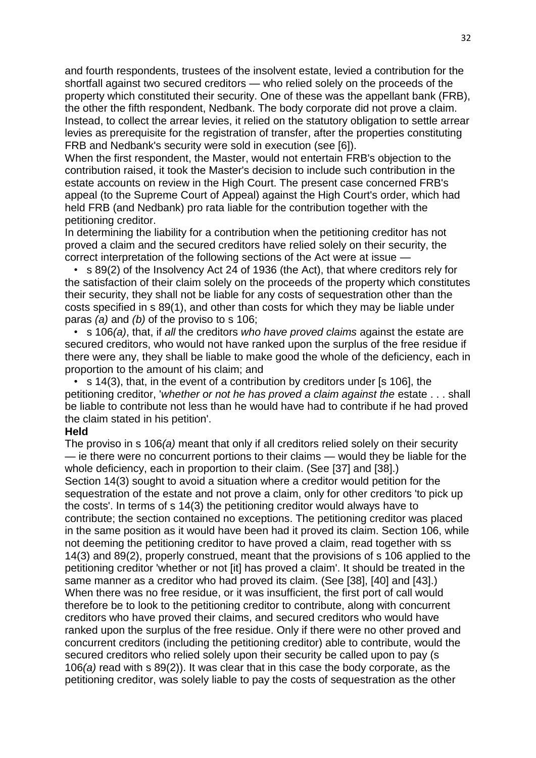and fourth respondents, trustees of the insolvent estate, levied a contribution for the shortfall against two secured creditors — who relied solely on the proceeds of the property which constituted their security. One of these was the appellant bank (FRB), the other the fifth respondent, Nedbank. The body corporate did not prove a claim. Instead, to collect the arrear levies, it relied on the statutory obligation to settle arrear levies as prerequisite for the registration of transfer, after the properties constituting FRB and Nedbank's security were sold in execution (see [6]).

When the first respondent, the Master, would not entertain FRB's objection to the contribution raised, it took the Master's decision to include such contribution in the estate accounts on review in the High Court. The present case concerned FRB's appeal (to the Supreme Court of Appeal) against the High Court's order, which had held FRB (and Nedbank) pro rata liable for the contribution together with the petitioning creditor.

In determining the liability for a contribution when the petitioning creditor has not proved a claim and the secured creditors have relied solely on their security, the correct interpretation of the following sections of the Act were at issue —

- s 89(2) of the Insolvency Act 24 of 1936 (the Act), that where creditors rely for the satisfaction of their claim solely on the proceeds of the property which constitutes their security, they shall not be liable for any costs of sequestration other than the costs specified in s 89(1), and other than costs for which they may be liable under paras *(a)* and *(b)* of the proviso to s 106;
- s 106*(a)*, that, if *all* the creditors *who have proved claims* against the estate are secured creditors, who would not have ranked upon the surplus of the free residue if there were any, they shall be liable to make good the whole of the deficiency, each in proportion to the amount of his claim; and
- s 14(3), that, in the event of a contribution by creditors under [s 106], the petitioning creditor, '*whether or not he has proved a claim against the* estate . . . shall be liable to contribute not less than he would have had to contribute if he had proved the claim stated in his petition'.

**Held**

The proviso in s 106*(a)* meant that only if all creditors relied solely on their security — ie there were no concurrent portions to their claims — would they be liable for the whole deficiency, each in proportion to their claim. (See [37] and [38].)

Section 14(3) sought to avoid a situation where a creditor would petition for the sequestration of the estate and not prove a claim, only for other creditors 'to pick up the costs'. In terms of s 14(3) the petitioning creditor would always have to contribute; the section contained no exceptions. The petitioning creditor was placed in the same position as it would have been had it proved its claim. Section 106, while not deeming the petitioning creditor to have proved a claim, read together with ss 14(3) and 89(2), properly construed, meant that the provisions of s 106 applied to the petitioning creditor 'whether or not [it] has proved a claim'. It should be treated in the same manner as a creditor who had proved its claim. (See [38], [40] and [43].)

When there was no free residue, or it was insufficient, the first port of call would therefore be to look to the petitioning creditor to contribute, along with concurrent creditors who have proved their claims, and secured creditors who would have ranked upon the surplus of the free residue. Only if there were no other proved and concurrent creditors (including the petitioning creditor) able to contribute, would the secured creditors who relied solely upon their security be called upon to pay (s 106*(a)* read with s 89(2)). It was clear that in this case the body corporate, as the petitioning creditor, was solely liable to pay the costs of sequestration as the other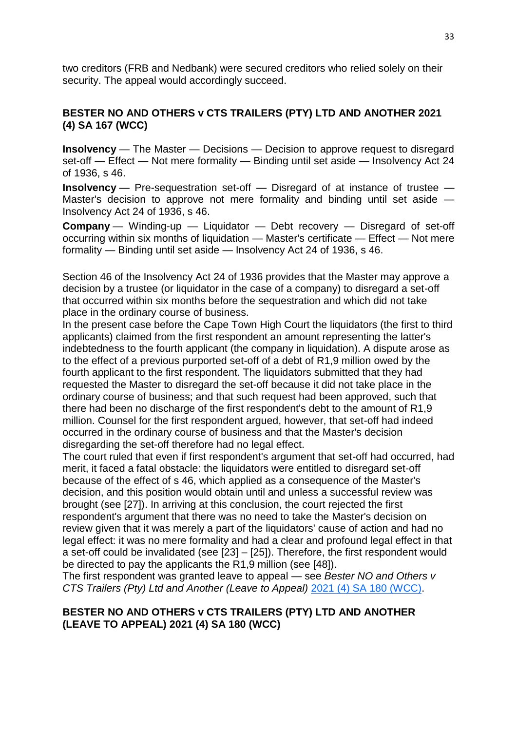two creditors (FRB and Nedbank) were secured creditors who relied solely on their security. The appeal would accordingly succeed.

## BESTER NO AND OTHERS v CTS TRAILERS (PTY) LTD AND ANOTHER 2021 (4) SA 167 (WCC)

**Insolvency** — The Master — Decisions — Decision to approve request to disregard set-off — Effect — Not mere formality — Binding until set aside — Insolvency Act 24 of 1936, s 46.

**Insolvency** — Pre-sequestration set-off — Disregard of at instance of trustee — Master's decision to approve not mere formality and binding until set aside — Insolvency Act 24 of 1936, s 46.

**Company** — Winding-up — Liquidator — Debt recovery — Disregard of set-off occurring within six months of liquidation — Master's certificate — Effect — Not mere formality — Binding until set aside — Insolvency Act 24 of 1936, s 46.

Section 46 of the Insolvency Act 24 of 1936 provides that the Master may approve a decision by a trustee (or liquidator in the case of a company) to disregard a set-off that occurred within six months before the sequestration and which did not take place in the ordinary course of business.

In the present case before the Cape Town High Court the liquidators (the first to third applicants) claimed from the first respondent an amount representing the latter's indebtedness to the fourth applicant (the company in liquidation). A dispute arose as to the effect of a previous purported set-off of a debt of R1,9 million owed by the fourth applicant to the first respondent. The liquidators submitted that they had requested the Master to disregard the set-off because it did not take place in the ordinary course of business; and that such request had been approved, such that there had been no discharge of the first respondent's debt to the amount of R1,9 million. Counsel for the first respondent argued, however, that set-off had indeed occurred in the ordinary course of business and that the Master's decision disregarding the set-off therefore had no legal effect.

The court ruled that even if first respondent's argument that set-off had occurred, had merit, it faced a fatal obstacle: the liquidators were entitled to disregard set-off because of the effect of s 46, which applied as a consequence of the Master's decision, and this position would obtain until and unless a successful review was brought (see [27]). In arriving at this conclusion, the court rejected the first respondent's argument that there was no need to take the Master's decision on review given that it was merely a part of the liquidators' cause of action and had no legal effect: it was no mere formality and had a clear and profound legal effect in that a set-off could be invalidated (see [23] – [25]). Therefore, the first respondent would be directed to pay the applicants the R1,9 million (see [48]).

The first respondent was granted leave to appeal — see *Bester NO and Others v CTS Trailers (Pty) Ltd and Another (Leave to Appeal)* 2021 (4) SA 180 (WCC).

## BESTER NO AND OTHERS v CTS TRAILERS (PTY) LTD AND ANOTHER (LEAVE TO APPEAL) 2021 (4) SA 180 (WCC)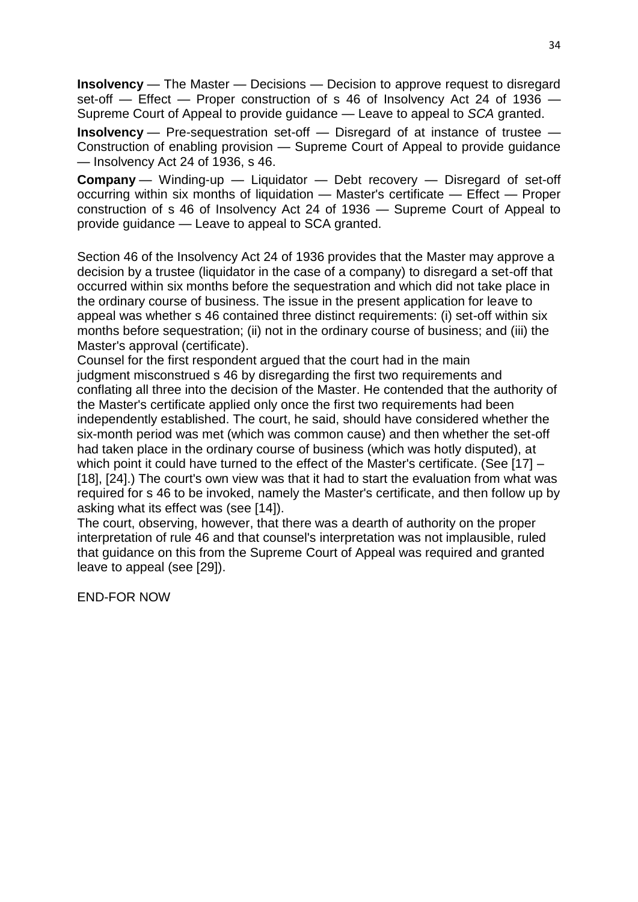**Insolvency** — The Master — Decisions — Decision to approve request to disregard set-off — Effect — Proper construction of s 46 of Insolvency Act 24 of 1936 — Supreme Court of Appeal to provide guidance — Leave to appeal to *SCA* granted.

**Insolvency** — Pre-sequestration set-off — Disregard of at instance of trustee — Construction of enabling provision — Supreme Court of Appeal to provide guidance — Insolvency Act 24 of 1936, s 46.

**Company** — Winding-up — Liquidator — Debt recovery — Disregard of set-off occurring within six months of liquidation — Master's certificate — Effect — Proper construction of s 46 of Insolvency Act 24 of 1936 — Supreme Court of Appeal to provide guidance — Leave to appeal to SCA granted.

Section 46 of the Insolvency Act 24 of 1936 provides that the Master may approve a decision by a trustee (liquidator in the case of a company) to disregard a set-off that occurred within six months before the sequestration and which did not take place in the ordinary course of business. The issue in the present application for leave to appeal was whether s 46 contained three distinct requirements: (i) set-off within six months before sequestration; (ii) not in the ordinary course of business; and (iii) the Master's approval (certificate).

Counsel for the first respondent argued that the court had in the main judgment misconstrued s 46 by disregarding the first two requirements and conflating all three into the decision of the Master. He contended that the authority of the Master's certificate applied only once the first two requirements had been independently established. The court, he said, should have considered whether the six-month period was met (which was common cause) and then whether the set-off had taken place in the ordinary course of business (which was hotly disputed), at which point it could have turned to the effect of the Master's certificate. (See [17] – [18], [24].) The court's own view was that it had to start the evaluation from what was required for s 46 to be invoked, namely the Master's certificate, and then follow up by asking what its effect was (see [14]).

The court, observing, however, that there was a dearth of authority on the proper interpretation of rule 46 and that counsel's interpretation was not implausible, ruled that guidance on this from the Supreme Court of Appeal was required and granted leave to appeal (see [29]).

END-FOR NOW